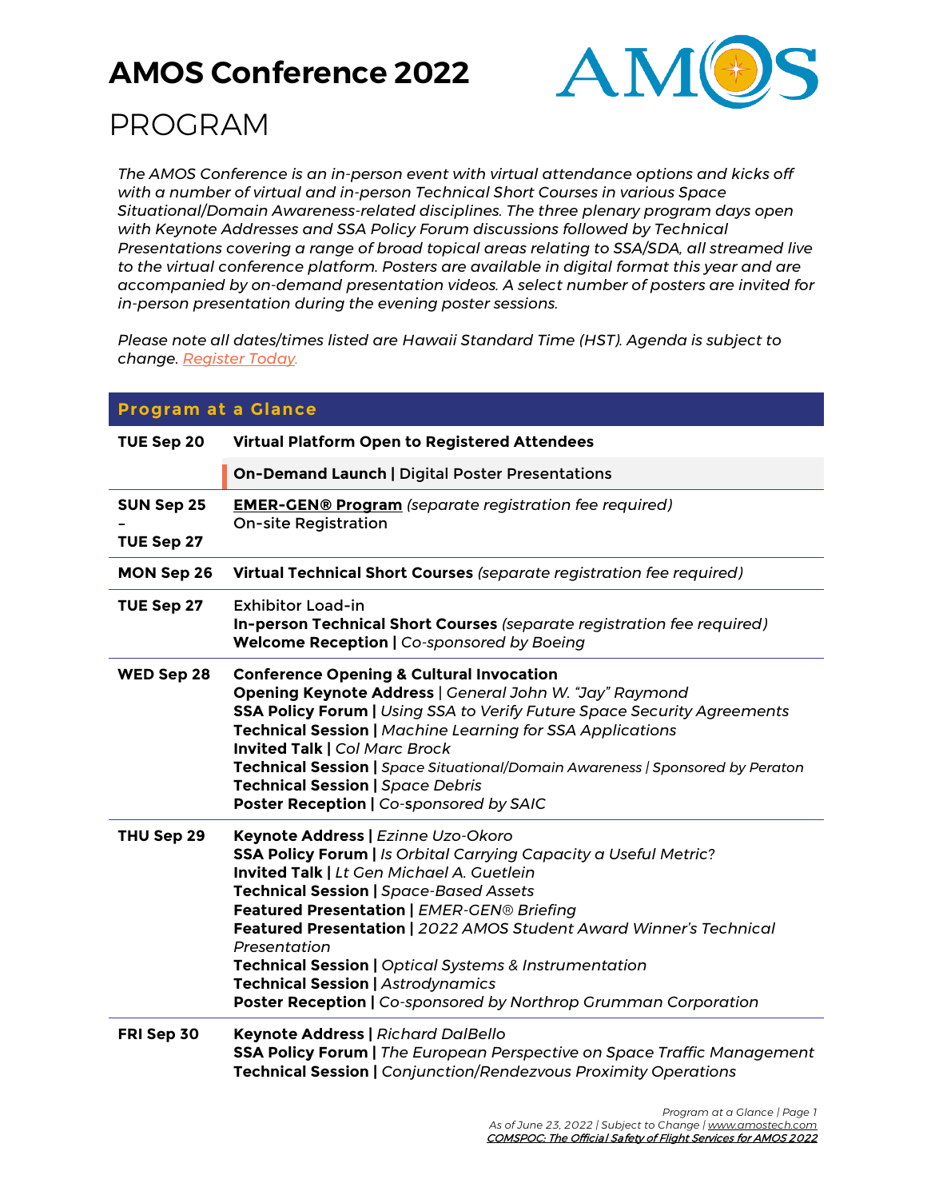# AMOS Conference 2022

## PROGRAM

*The AMOS Conference is an in-person event with virtual attendance options and kicks off with a number of virtual and in-person Technical Short Courses in various Space Situational/Domain Awareness-related disciplines. The three plenary program days open with Keynote Addresses and SSA Policy Forum discussions followed by Technical Presentations covering a range of broad topical areas relating to SSA/SDA, all streamed live to the virtual conference platform. Posters are available in digital format this year and are accompanied by on-demand presentation videos. A select number of posters are invited for in-person presentation during the evening poster sessions.*

*Please note all dates/times listed are Hawaii Standard Time (HST). Agenda is subject to change. Register Today.*

## Program at a Glance

| | |
|---|---|
| **TUE Sep 20** | **Virtual Platform Open to Registered Attendees**<br>**On-Demand Launch \|** Digital Poster Presentations |
| **SUN Sep 25 – TUE Sep 27** | **EMER-GEN® Program** *(separate registration fee required)*<br>On-site Registration |
| **MON Sep 26** | **Virtual Technical Short Courses** *(separate registration fee required)* |
| **TUE Sep 27** | Exhibitor Load-in<br>**In-person Technical Short Courses** *(separate registration fee required)*<br>**Welcome Reception \|** *Co-sponsored by Boeing* |
| **WED Sep 28** | **Conference Opening & Cultural Invocation**<br>**Opening Keynote Address** \| *General John W. "Jay" Raymond*<br>**SSA Policy Forum \|** *Using SSA to Verify Future Space Security Agreements*<br>**Technical Session \|** *Machine Learning for SSA Applications*<br>**Invited Talk \|** *Col Marc Brock*<br>**Technical Session \|** *Space Situational/Domain Awareness \| Sponsored by Peraton*<br>**Technical Session \|** *Space Debris*<br>**Poster Reception \|** *Co-sponsored by SAIC* |
| **THU Sep 29** | **Keynote Address \|** *Ezinne Uzo-Okoro*<br>**SSA Policy Forum \|** *Is Orbital Carrying Capacity a Useful Metric?*<br>**Invited Talk \|** *Lt Gen Michael A. Guetlein*<br>**Technical Session \|** *Space-Based Assets*<br>**Featured Presentation \|** *EMER-GEN® Briefing*<br>**Featured Presentation \|** *2022 AMOS Student Award Winner's Technical Presentation*<br>**Technical Session \|** *Optical Systems & Instrumentation*<br>**Technical Session \|** *Astrodynamics*<br>**Poster Reception \|** *Co-sponsored by Northrop Grumman Corporation* |
| **FRI Sep 30** | **Keynote Address \|** *Richard DalBello*<br>**SSA Policy Forum \|** *The European Perspective on Space Traffic Management*<br>**Technical Session \|** *Conjunction/Rendezvous Proximity Operations* |

*As of June 23, 2022 | Subject to Change | www.amostech.com*
*COMSPOC: The Official Safety of Flight Services for AMOS 2022*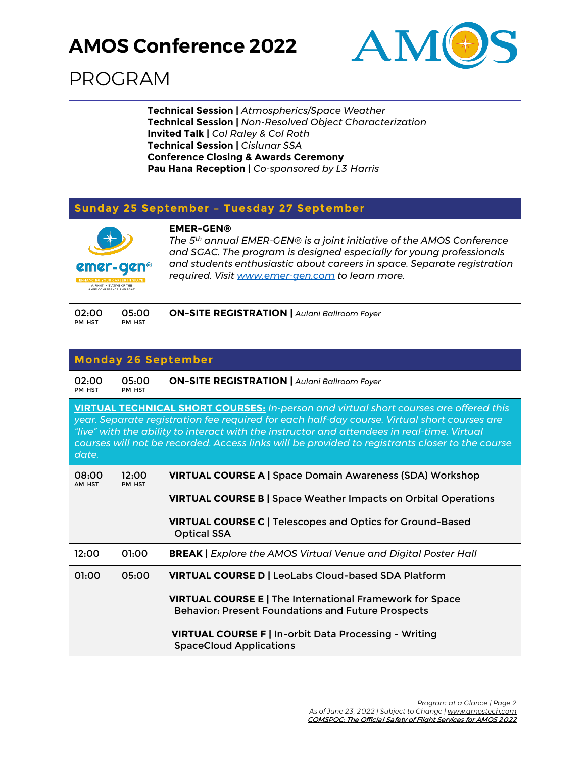# AMOS Conference 2022

# PROGRAM

**Technical Session |** *Atmospherics/Space Weather*
**Technical Session |** *Non-Resolved Object Characterization*
**Invited Talk |** *Col Raley & Col Roth*
**Technical Session |** *Cislunar SSA*
**Conference Closing & Awards Ceremony**
**Pau Hana Reception |** *Co-sponsored by L3 Harris*

## Sunday 25 September – Tuesday 27 September

**EMER-GEN®**

*The 5th annual EMER-GEN® is a joint initiative of the AMOS Conference and SGAC. The program is designed especially for young professionals and students enthusiastic about careers in space. Separate registration required. Visit [www.emer-gen.com](http://www.emer-gen.com) to learn more.*

| Start | End | Event |
|---|---|---|
| 02:00 PM HST | 05:00 PM HST | **ON-SITE REGISTRATION \|** *Aulani Ballroom Foyer* |

## Monday 26 September

| Start | End | Event |
|---|---|---|
| 02:00 PM HST | 05:00 PM HST | **ON-SITE REGISTRATION \|** *Aulani Ballroom Foyer* |

**VIRTUAL TECHNICAL SHORT COURSES:** *In-person and virtual short courses are offered this year. Separate registration fee required for each half-day course. Virtual short courses are "live" with the ability to interact with the instructor and attendees in real-time. Virtual courses will not be recorded. Access links will be provided to registrants closer to the course date.*

| Start | End | Event |
|---|---|---|
| 08:00 AM HST | 12:00 PM HST | **VIRTUAL COURSE A \|** Space Domain Awareness (SDA) Workshop<br>**VIRTUAL COURSE B \|** Space Weather Impacts on Orbital Operations<br>**VIRTUAL COURSE C \|** Telescopes and Optics for Ground-Based Optical SSA |
| 12:00 | 01:00 | **BREAK \|** *Explore the AMOS Virtual Venue and Digital Poster Hall* |
| 01:00 | 05:00 | **VIRTUAL COURSE D \|** LeoLabs Cloud-based SDA Platform<br>**VIRTUAL COURSE E \|** The International Framework for Space Behavior: Present Foundations and Future Prospects<br>**VIRTUAL COURSE F \|** In-orbit Data Processing - Writing SpaceCloud Applications |

As of June 23, 2022 | Subject to Change | www.amostech.com
COMSPOC: The Official Safety of Flight Services for AMOS 2022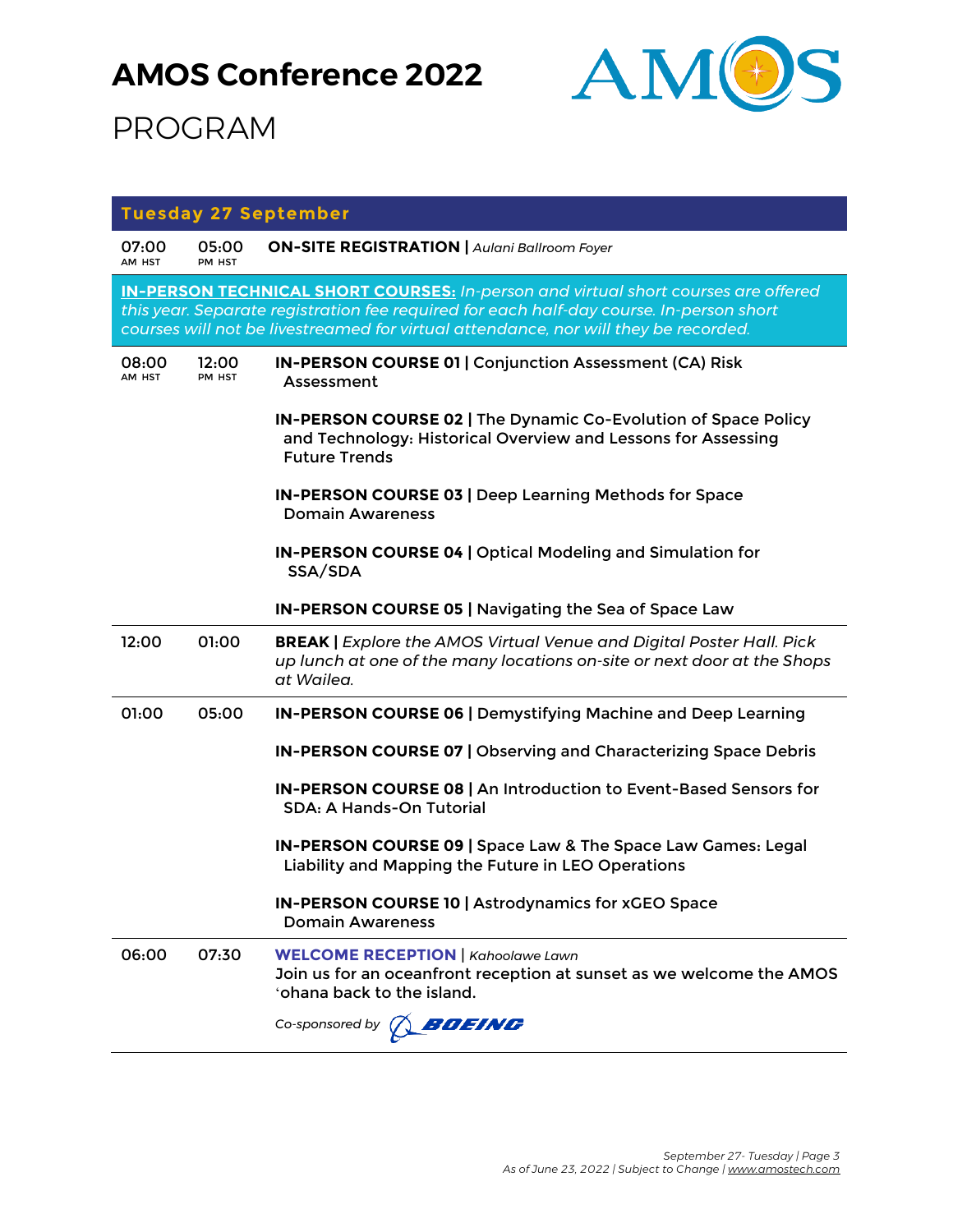# AMOS Conference 2022

# PROGRAM

## Tuesday 27 September

| Start | End | Event |
|---|---|---|
| 07:00 AM HST | 05:00 PM HST | **ON-SITE REGISTRATION \|** *Aulani Ballroom Foyer* |

**IN-PERSON TECHNICAL SHORT COURSES:** *In-person and virtual short courses are offered this year. Separate registration fee required for each half-day course. In-person short courses will not be livestreamed for virtual attendance, nor will they be recorded.*

| Start | End | Event |
|---|---|---|
| 08:00 AM HST | 12:00 PM HST | **IN-PERSON COURSE 01 \| Conjunction Assessment (CA) Risk Assessment** |
| | | **IN-PERSON COURSE 02 \| The Dynamic Co-Evolution of Space Policy and Technology: Historical Overview and Lessons for Assessing Future Trends** |
| | | **IN-PERSON COURSE 03 \| Deep Learning Methods for Space Domain Awareness** |
| | | **IN-PERSON COURSE 04 \| Optical Modeling and Simulation for SSA/SDA** |
| | | **IN-PERSON COURSE 05 \| Navigating the Sea of Space Law** |
| 12:00 | 01:00 | **BREAK \|** *Explore the AMOS Virtual Venue and Digital Poster Hall. Pick up lunch at one of the many locations on-site or next door at the Shops at Wailea.* |
| 01:00 | 05:00 | **IN-PERSON COURSE 06 \| Demystifying Machine and Deep Learning** |
| | | **IN-PERSON COURSE 07 \| Observing and Characterizing Space Debris** |
| | | **IN-PERSON COURSE 08 \| An Introduction to Event-Based Sensors for SDA: A Hands-On Tutorial** |
| | | **IN-PERSON COURSE 09 \| Space Law & The Space Law Games: Legal Liability and Mapping the Future in LEO Operations** |
| | | **IN-PERSON COURSE 10 \| Astrodynamics for xGEO Space Domain Awareness** |
| 06:00 | 07:30 | **WELCOME RECEPTION \|** *Kahoolawe Lawn* Join us for an oceanfront reception at sunset as we welcome the AMOS ʻohana back to the island. *Co-sponsored by* BOEING |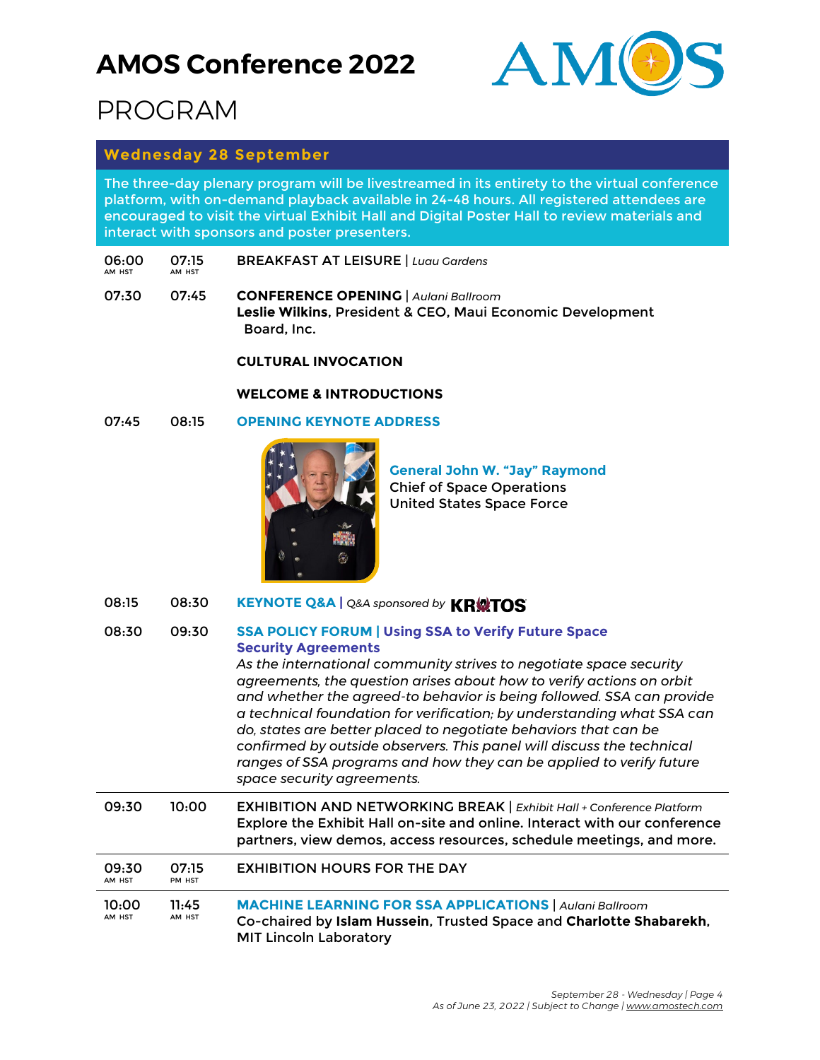# AMOS Conference 2022

# PROGRAM

## Wednesday 28 September

The three-day plenary program will be livestreamed in its entirety to the virtual conference platform, with on-demand playback available in 24-48 hours. All registered attendees are encouraged to visit the virtual Exhibit Hall and Digital Poster Hall to review materials and interact with sponsors and poster presenters.

| Start | End | Session |
|---|---|---|
| 06:00 AM HST | 07:15 AM HST | BREAKFAST AT LEISURE \| *Luau Gardens* |
| 07:30 | 07:45 | **CONFERENCE OPENING** \| *Aulani Ballroom*<br>**Leslie Wilkins**, President & CEO, Maui Economic Development Board, Inc.<br><br>**CULTURAL INVOCATION**<br><br>**WELCOME & INTRODUCTIONS** |
| 07:45 | 08:15 | **OPENING KEYNOTE ADDRESS**<br>**General John W. "Jay" Raymond**<br>Chief of Space Operations<br>United States Space Force |
| 08:15 | 08:30 | **KEYNOTE Q&A** \| *Q&A sponsored by* KRATOS |
| 08:30 | 09:30 | **SSA POLICY FORUM \| Using SSA to Verify Future Space Security Agreements**<br>*As the international community strives to negotiate space security agreements, the question arises about how to verify actions on orbit and whether the agreed-to behavior is being followed. SSA can provide a technical foundation for verification; by understanding what SSA can do, states are better placed to negotiate behaviors that can be confirmed by outside observers. This panel will discuss the technical ranges of SSA programs and how they can be applied to verify future space security agreements.* |
| 09:30 | 10:00 | EXHIBITION AND NETWORKING BREAK \| *Exhibit Hall + Conference Platform*<br>Explore the Exhibit Hall on-site and online. Interact with our conference partners, view demos, access resources, schedule meetings, and more. |
| 09:30 AM HST | 07:15 PM HST | EXHIBITION HOURS FOR THE DAY |
| 10:00 AM HST | 11:45 AM HST | **MACHINE LEARNING FOR SSA APPLICATIONS** \| *Aulani Ballroom*<br>Co-chaired by **Islam Hussein**, Trusted Space and **Charlotte Shabarekh**, MIT Lincoln Laboratory |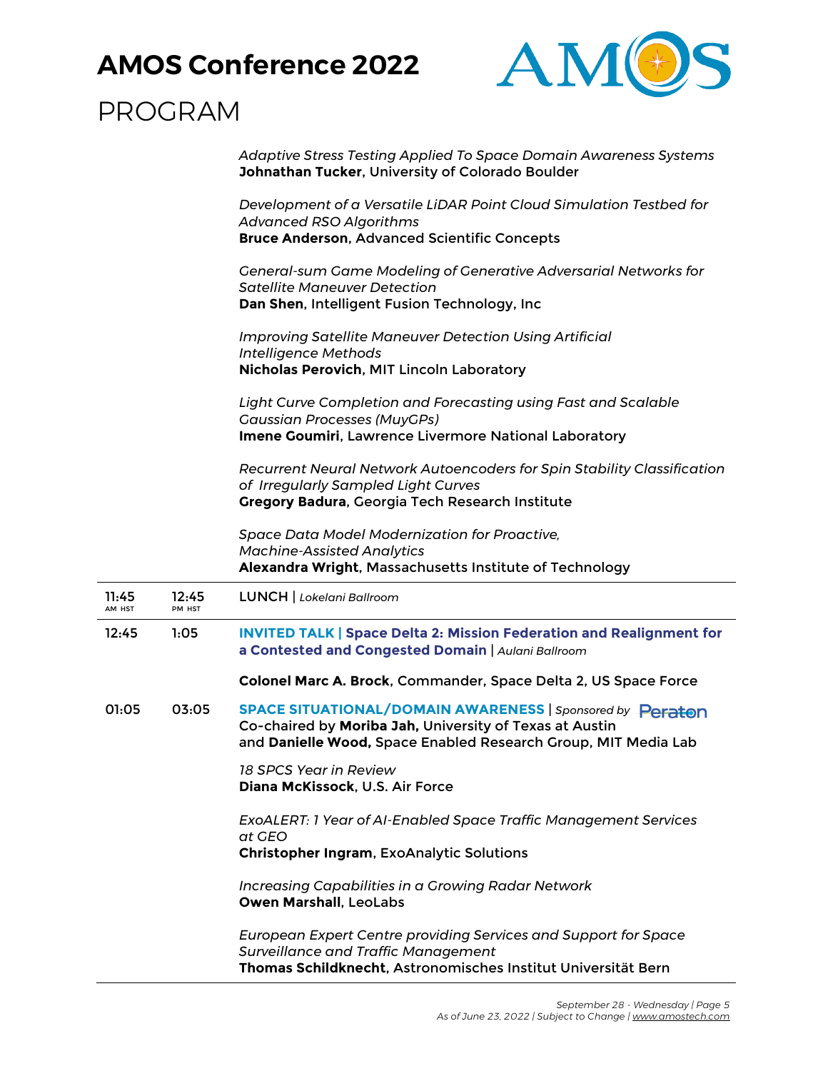*Adaptive Stress Testing Applied To Space Domain Awareness Systems*
**Johnathan Tucker**, University of Colorado Boulder

*Development of a Versatile LiDAR Point Cloud Simulation Testbed for Advanced RSO Algorithms*
**Bruce Anderson**, Advanced Scientific Concepts

*General-sum Game Modeling of Generative Adversarial Networks for Satellite Maneuver Detection*
**Dan Shen**, Intelligent Fusion Technology, Inc

*Improving Satellite Maneuver Detection Using Artificial Intelligence Methods*
**Nicholas Perovich**, MIT Lincoln Laboratory

*Light Curve Completion and Forecasting using Fast and Scalable Gaussian Processes (MuyGPs)*
**Imene Goumiri**, Lawrence Livermore National Laboratory

*Recurrent Neural Network Autoencoders for Spin Stability Classification of Irregularly Sampled Light Curves*
**Gregory Badura**, Georgia Tech Research Institute

*Space Data Model Modernization for Proactive, Machine-Assisted Analytics*
**Alexandra Wright**, Massachusetts Institute of Technology

---

**11:45** AM HST – **12:45** PM HST
LUNCH | *Lokelani Ballroom*

---

**12:45** – **1:05**
**INVITED TALK | Space Delta 2: Mission Federation and Realignment for a Contested and Congested Domain** | *Aulani Ballroom*

**Colonel Marc A. Brock**, Commander, Space Delta 2, US Space Force

**01:05** – **03:05**
**SPACE SITUATIONAL/DOMAIN AWARENESS** | *Sponsored by* Peraton
Co-chaired by **Moriba Jah,** University of Texas at Austin and **Danielle Wood,** Space Enabled Research Group, MIT Media Lab

*18 SPCS Year in Review*
**Diana McKissock**, U.S. Air Force

*ExoALERT: 1 Year of AI-Enabled Space Traffic Management Services at GEO*
**Christopher Ingram**, ExoAnalytic Solutions

*Increasing Capabilities in a Growing Radar Network*
**Owen Marshall**, LeoLabs

*European Expert Centre providing Services and Support for Space Surveillance and Traffic Management*
**Thomas Schildknecht**, Astronomisches Institut Universität Bern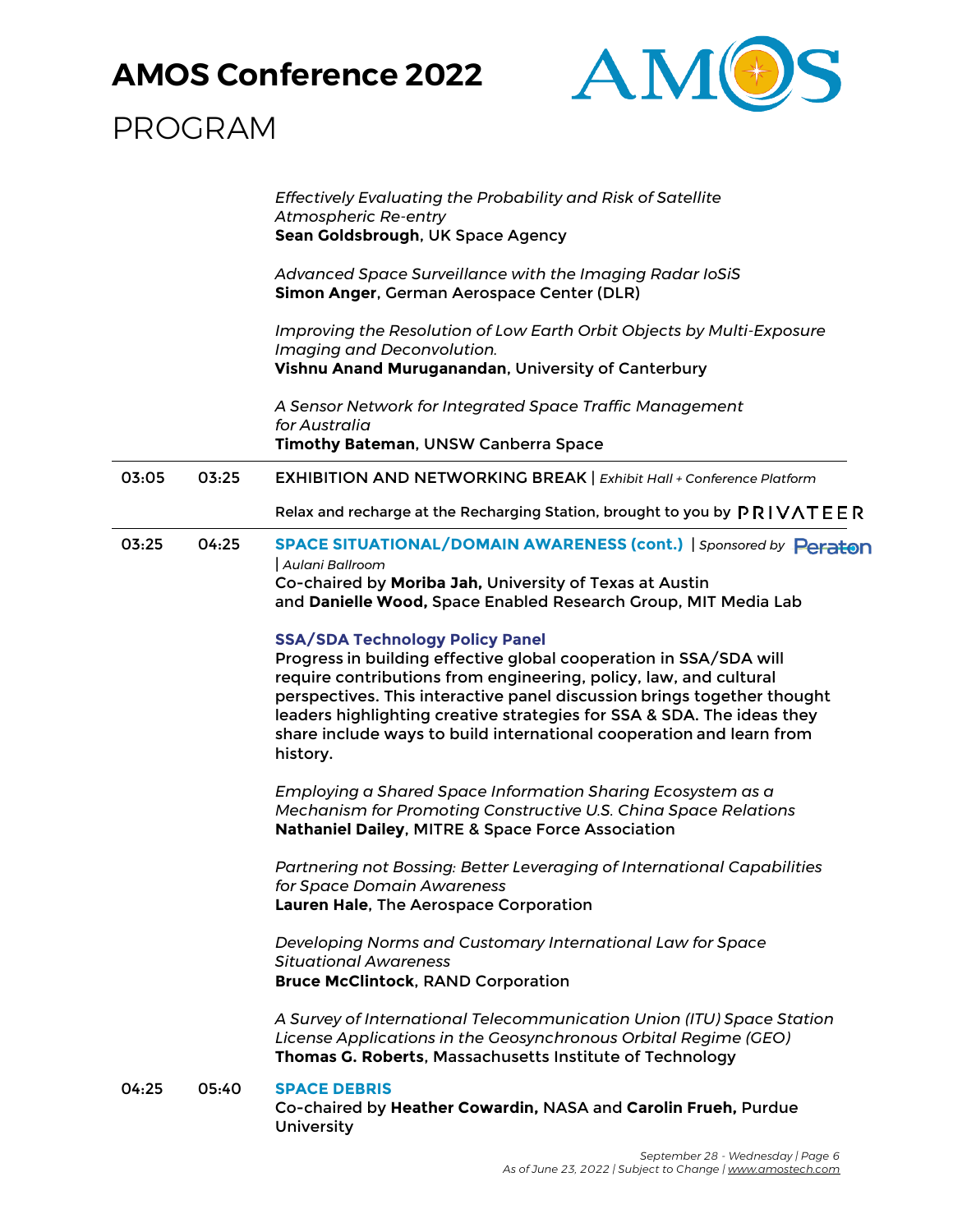*Effectively Evaluating the Probability and Risk of Satellite Atmospheric Re-entry*
**Sean Goldsbrough**, UK Space Agency

*Advanced Space Surveillance with the Imaging Radar IoSiS*
**Simon Anger**, German Aerospace Center (DLR)

*Improving the Resolution of Low Earth Orbit Objects by Multi-Exposure Imaging and Deconvolution.*
**Vishnu Anand Muruganandan**, University of Canterbury

*A Sensor Network for Integrated Space Traffic Management for Australia*
**Timothy Bateman**, UNSW Canberra Space

---

**03:05 – 03:25** EXHIBITION AND NETWORKING BREAK | *Exhibit Hall + Conference Platform*

Relax and recharge at the Recharging Station, brought to you by PRIVATEER

---

**03:25 – 04:25** **SPACE SITUATIONAL/DOMAIN AWARENESS (cont.)** | *Sponsored by* Peraton | *Aulani Ballroom*

Co-chaired by **Moriba Jah,** University of Texas at Austin and **Danielle Wood,** Space Enabled Research Group, MIT Media Lab

**SSA/SDA Technology Policy Panel**
Progress in building effective global cooperation in SSA/SDA will require contributions from engineering, policy, law, and cultural perspectives. This interactive panel discussion brings together thought leaders highlighting creative strategies for SSA & SDA. The ideas they share include ways to build international cooperation and learn from history.

*Employing a Shared Space Information Sharing Ecosystem as a Mechanism for Promoting Constructive U.S. China Space Relations*
**Nathaniel Dailey**, MITRE & Space Force Association

*Partnering not Bossing: Better Leveraging of International Capabilities for Space Domain Awareness*
**Lauren Hale**, The Aerospace Corporation

*Developing Norms and Customary International Law for Space Situational Awareness*
**Bruce McClintock**, RAND Corporation

*A Survey of International Telecommunication Union (ITU) Space Station License Applications in the Geosynchronous Orbital Regime (GEO)*
**Thomas G. Roberts**, Massachusetts Institute of Technology

**04:25 – 05:40** **SPACE DEBRIS**

Co-chaired by **Heather Cowardin,** NASA and **Carolin Frueh,** Purdue University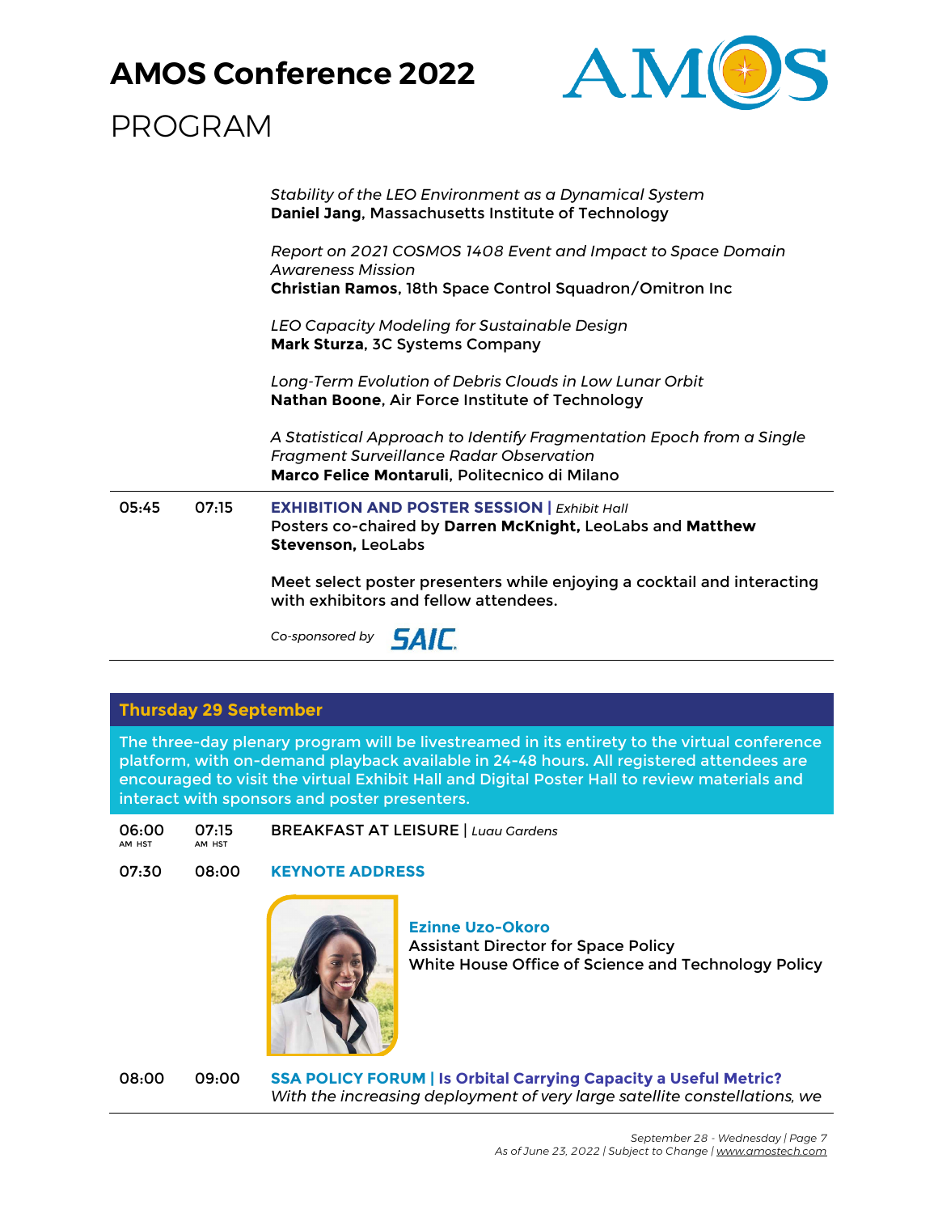*Stability of the LEO Environment as a Dynamical System*
**Daniel Jang**, Massachusetts Institute of Technology

*Report on 2021 COSMOS 1408 Event and Impact to Space Domain Awareness Mission*
**Christian Ramos**, 18th Space Control Squadron/Omitron Inc

*LEO Capacity Modeling for Sustainable Design*
**Mark Sturza**, 3C Systems Company

*Long-Term Evolution of Debris Clouds in Low Lunar Orbit*
**Nathan Boone**, Air Force Institute of Technology

*A Statistical Approach to Identify Fragmentation Epoch from a Single Fragment Surveillance Radar Observation*
**Marco Felice Montaruli**, Politecnico di Milano

---

**05:45 – 07:15** **EXHIBITION AND POSTER SESSION** | *Exhibit Hall*
Posters co-chaired by **Darren McKnight,** LeoLabs and **Matthew Stevenson,** LeoLabs

Meet select poster presenters while enjoying a cocktail and interacting with exhibitors and fellow attendees.

*Co-sponsored by* SAIC

---

## Thursday 29 September

The three-day plenary program will be livestreamed in its entirety to the virtual conference platform, with on-demand playback available in 24-48 hours. All registered attendees are encouraged to visit the virtual Exhibit Hall and Digital Poster Hall to review materials and interact with sponsors and poster presenters.

**06:00 AM HST – 07:15 AM HST** BREAKFAST AT LEISURE | *Luau Gardens*

**07:30 – 08:00** **KEYNOTE ADDRESS**

**Ezinne Uzo-Okoro**
Assistant Director for Space Policy
White House Office of Science and Technology Policy

**08:00 – 09:00** **SSA POLICY FORUM | Is Orbital Carrying Capacity a Useful Metric?**
*With the increasing deployment of very large satellite constellations, we*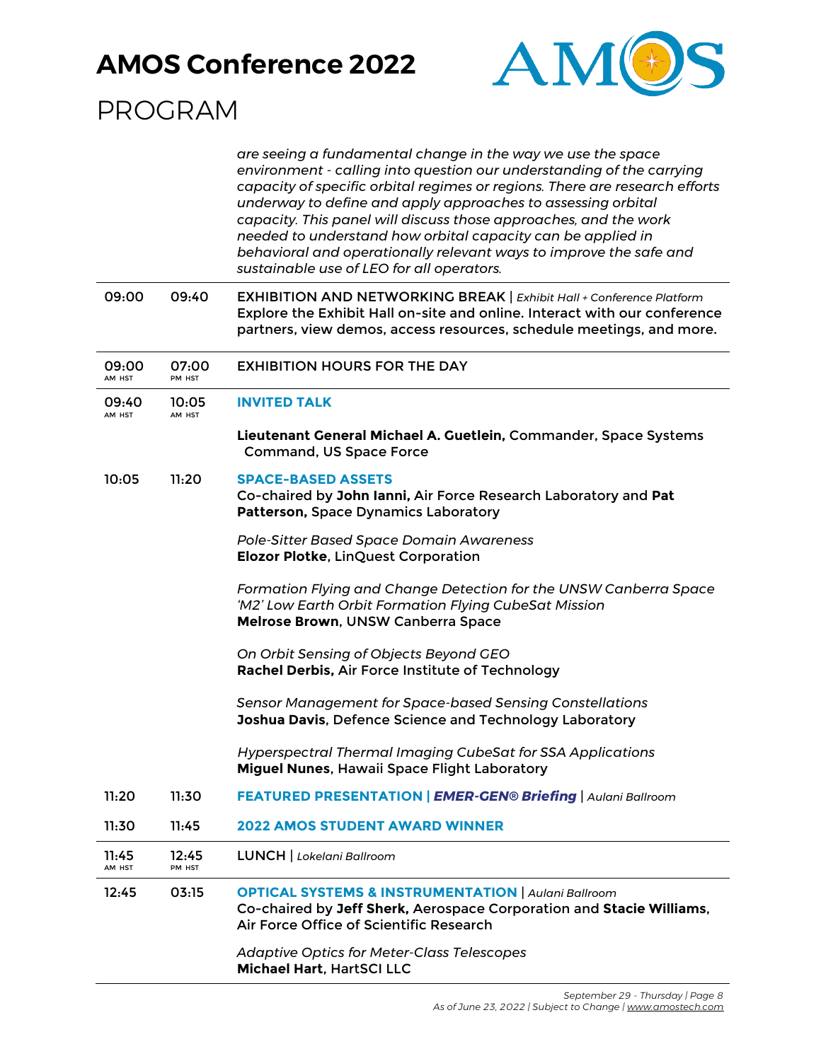*are seeing a fundamental change in the way we use the space environment - calling into question our understanding of the carrying capacity of specific orbital regimes or regions. There are research efforts underway to define and apply approaches to assessing orbital capacity. This panel will discuss those approaches, and the work needed to understand how orbital capacity can be applied in behavioral and operationally relevant ways to improve the safe and sustainable use of LEO for all operators.*

| Start | End | Session |
|---|---|---|
| 09:00 | 09:40 | **EXHIBITION AND NETWORKING BREAK** \| *Exhibit Hall + Conference Platform*<br>Explore the Exhibit Hall on-site and online. Interact with our conference partners, view demos, access resources, schedule meetings, and more. |
| 09:00 AM HST | 07:00 PM HST | EXHIBITION HOURS FOR THE DAY |
| 09:40 AM HST | 10:05 AM HST | **INVITED TALK**<br><br>**Lieutenant General Michael A. Guetlein,** Commander, Space Systems Command, US Space Force |
| 10:05 | 11:20 | **SPACE-BASED ASSETS**<br>Co-chaired by **John Ianni,** Air Force Research Laboratory and **Pat Patterson,** Space Dynamics Laboratory<br><br>*Pole-Sitter Based Space Domain Awareness*<br>**Elozor Plotke**, LinQuest Corporation<br><br>*Formation Flying and Change Detection for the UNSW Canberra Space 'M2' Low Earth Orbit Formation Flying CubeSat Mission*<br>**Melrose Brown**, UNSW Canberra Space<br><br>*On Orbit Sensing of Objects Beyond GEO*<br>**Rachel Derbis,** Air Force Institute of Technology<br><br>*Sensor Management for Space-based Sensing Constellations*<br>**Joshua Davis**, Defence Science and Technology Laboratory<br><br>*Hyperspectral Thermal Imaging CubeSat for SSA Applications*<br>**Miguel Nunes**, Hawaii Space Flight Laboratory |
| 11:20 | 11:30 | **FEATURED PRESENTATION \| *EMER-GEN® Briefing*** \| *Aulani Ballroom* |
| 11:30 | 11:45 | **2022 AMOS STUDENT AWARD WINNER** |
| 11:45 AM HST | 12:45 PM HST | LUNCH \| *Lokelani Ballroom* |
| 12:45 | 03:15 | **OPTICAL SYSTEMS & INSTRUMENTATION** \| *Aulani Ballroom*<br>Co-chaired by **Jeff Sherk,** Aerospace Corporation and **Stacie Williams**, Air Force Office of Scientific Research<br><br>*Adaptive Optics for Meter-Class Telescopes*<br>**Michael Hart**, HartSCI LLC |

*September 29 - Thursday*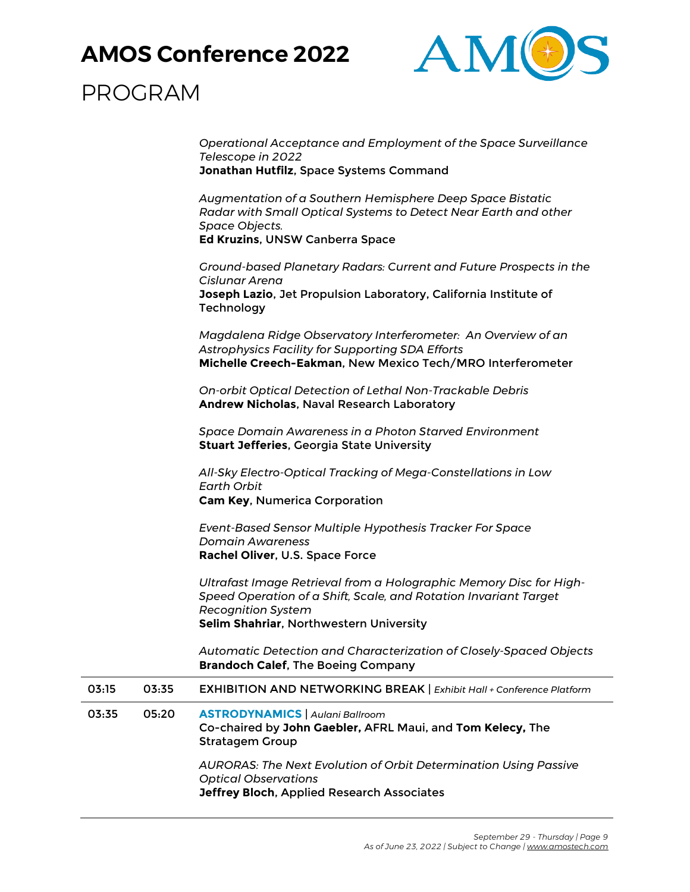*Operational Acceptance and Employment of the Space Surveillance Telescope in 2022*
**Jonathan Hutfilz**, Space Systems Command

*Augmentation of a Southern Hemisphere Deep Space Bistatic Radar with Small Optical Systems to Detect Near Earth and other Space Objects.*
**Ed Kruzins**, UNSW Canberra Space

*Ground-based Planetary Radars: Current and Future Prospects in the Cislunar Arena*
**Joseph Lazio**, Jet Propulsion Laboratory, California Institute of Technology

*Magdalena Ridge Observatory Interferometer: An Overview of an Astrophysics Facility for Supporting SDA Efforts*
**Michelle Creech-Eakman**, New Mexico Tech/MRO Interferometer

*On-orbit Optical Detection of Lethal Non-Trackable Debris*
**Andrew Nicholas**, Naval Research Laboratory

*Space Domain Awareness in a Photon Starved Environment*
**Stuart Jefferies**, Georgia State University

*All-Sky Electro-Optical Tracking of Mega-Constellations in Low Earth Orbit*
**Cam Key**, Numerica Corporation

*Event-Based Sensor Multiple Hypothesis Tracker For Space Domain Awareness*
**Rachel Oliver**, U.S. Space Force

*Ultrafast Image Retrieval from a Holographic Memory Disc for High-Speed Operation of a Shift, Scale, and Rotation Invariant Target Recognition System*
**Selim Shahriar**, Northwestern University

*Automatic Detection and Characterization of Closely-Spaced Objects*
**Brandoch Calef**, The Boeing Company

---

**03:15 – 03:35** EXHIBITION AND NETWORKING BREAK | *Exhibit Hall + Conference Platform*

---

**03:35 – 05:20** **ASTRODYNAMICS** | *Aulani Ballroom*
Co-chaired by **John Gaebler,** AFRL Maui, and **Tom Kelecy,** The Stratagem Group

*AURORAS: The Next Evolution of Orbit Determination Using Passive Optical Observations*
**Jeffrey Bloch**, Applied Research Associates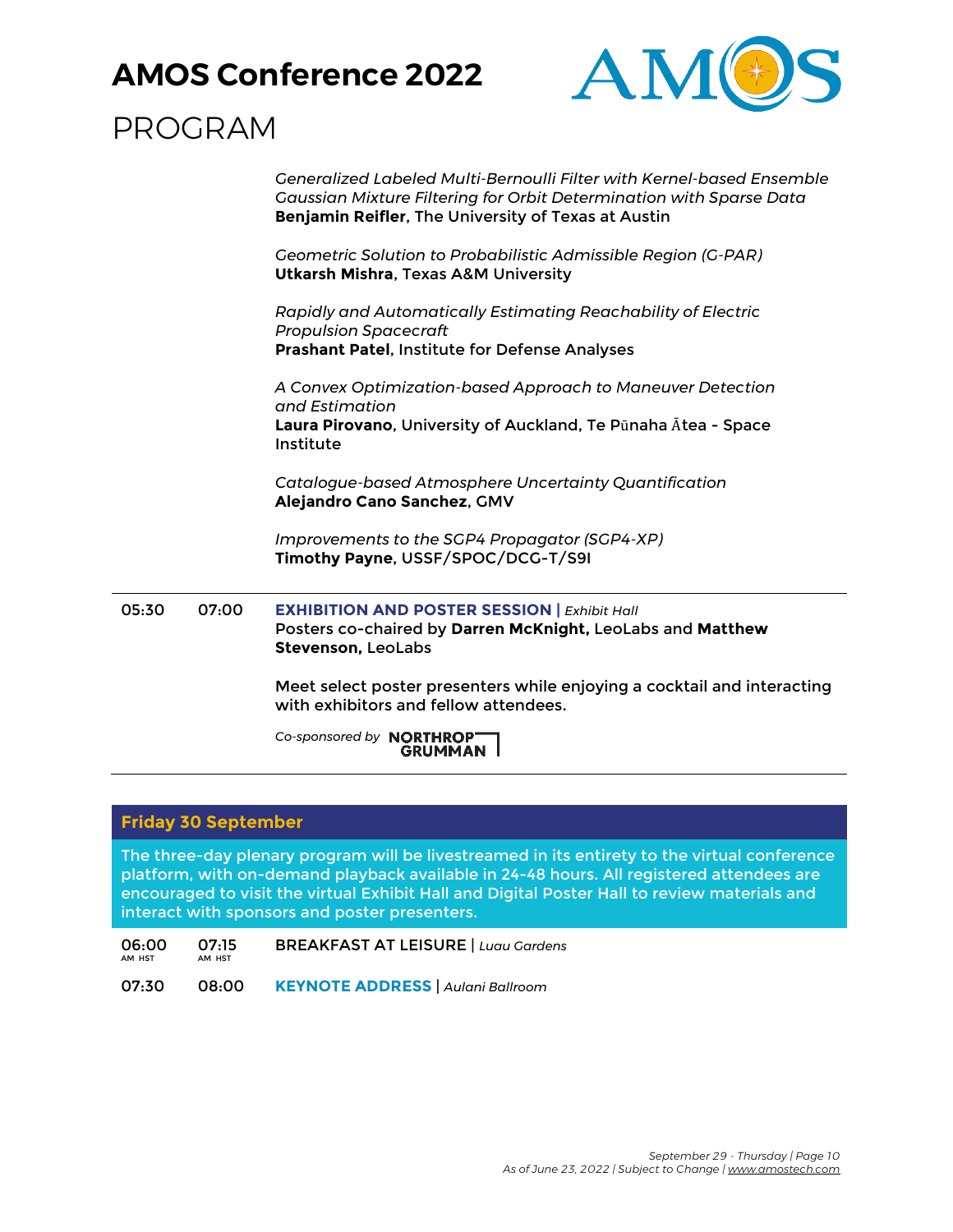*Generalized Labeled Multi-Bernoulli Filter with Kernel-based Ensemble Gaussian Mixture Filtering for Orbit Determination with Sparse Data*
**Benjamin Reifler**, The University of Texas at Austin

*Geometric Solution to Probabilistic Admissible Region (G-PAR)*
**Utkarsh Mishra**, Texas A&M University

*Rapidly and Automatically Estimating Reachability of Electric Propulsion Spacecraft*
**Prashant Patel**, Institute for Defense Analyses

*A Convex Optimization-based Approach to Maneuver Detection and Estimation*
**Laura Pirovano**, University of Auckland, Te Pūnaha Ātea - Space Institute

*Catalogue-based Atmosphere Uncertainty Quantification*
**Alejandro Cano Sanchez**, GMV

*Improvements to the SGP4 Propagator (SGP4-XP)*
**Timothy Payne**, USSF/SPOC/DCG-T/S9I

---

05:30 07:00 **EXHIBITION AND POSTER SESSION** | *Exhibit Hall*
Posters co-chaired by **Darren McKnight,** LeoLabs and **Matthew Stevenson,** LeoLabs

Meet select poster presenters while enjoying a cocktail and interacting with exhibitors and fellow attendees.

*Co-sponsored by* NORTHROP GRUMMAN

---

## Friday 30 September

The three-day plenary program will be livestreamed in its entirety to the virtual conference platform, with on-demand playback available in 24-48 hours. All registered attendees are encouraged to visit the virtual Exhibit Hall and Digital Poster Hall to review materials and interact with sponsors and poster presenters.

06:00 AM HST 07:15 AM HST BREAKFAST AT LEISURE | *Luau Gardens*

07:30 08:00 **KEYNOTE ADDRESS** | *Aulani Ballroom*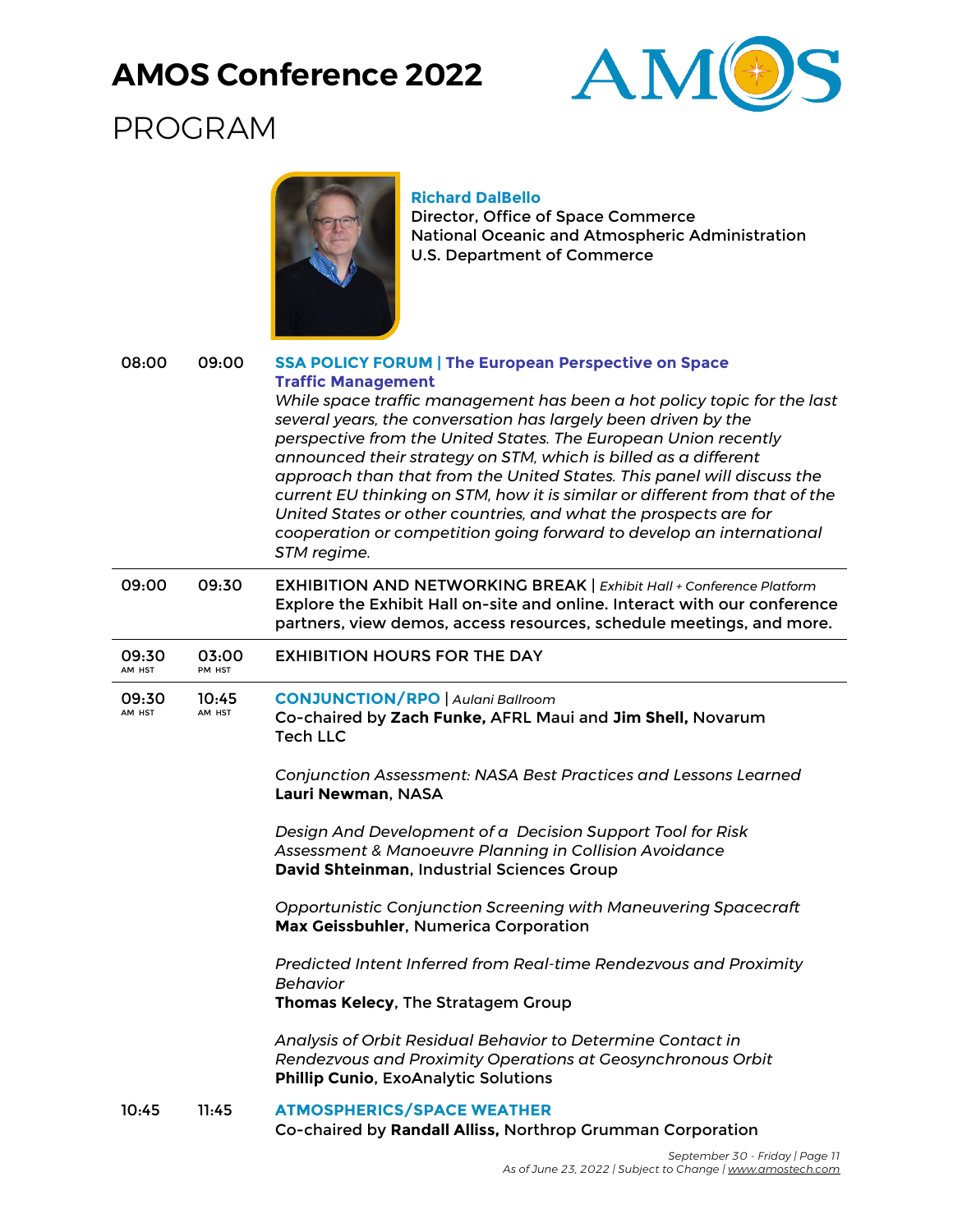# AMOS Conference 2022

PROGRAM

**Richard DalBello**
Director, Office of Space Commerce
National Oceanic and Atmospheric Administration
U.S. Department of Commerce

| Start | End | Session |
|---|---|---|
| 08:00 | 09:00 | **SSA POLICY FORUM \| The European Perspective on Space Traffic Management**<br>*While space traffic management has been a hot policy topic for the last several years, the conversation has largely been driven by the perspective from the United States. The European Union recently announced their strategy on STM, which is billed as a different approach than that from the United States. This panel will discuss the current EU thinking on STM, how it is similar or different from that of the United States or other countries, and what the prospects are for cooperation or competition going forward to develop an international STM regime.* |
| 09:00 | 09:30 | EXHIBITION AND NETWORKING BREAK \| *Exhibit Hall + Conference Platform*<br>Explore the Exhibit Hall on-site and online. Interact with our conference partners, view demos, access resources, schedule meetings, and more. |
| 09:30 AM HST | 03:00 PM HST | EXHIBITION HOURS FOR THE DAY |
| 09:30 AM HST | 10:45 AM HST | **CONJUNCTION/RPO** \| *Aulani Ballroom*<br>Co-chaired by **Zach Funke,** AFRL Maui and **Jim Shell,** Novarum Tech LLC<br><br>*Conjunction Assessment: NASA Best Practices and Lessons Learned*<br>**Lauri Newman**, NASA<br><br>*Design And Development of a Decision Support Tool for Risk Assessment & Manoeuvre Planning in Collision Avoidance*<br>**David Shteinman**, Industrial Sciences Group<br><br>*Opportunistic Conjunction Screening with Maneuvering Spacecraft*<br>**Max Geissbuhler**, Numerica Corporation<br><br>*Predicted Intent Inferred from Real-time Rendezvous and Proximity Behavior*<br>**Thomas Kelecy**, The Stratagem Group<br><br>*Analysis of Orbit Residual Behavior to Determine Contact in Rendezvous and Proximity Operations at Geosynchronous Orbit*<br>**Phillip Cunio**, ExoAnalytic Solutions |
| 10:45 | 11:45 | **ATMOSPHERICS/SPACE WEATHER**<br>Co-chaired by **Randall Alliss,** Northrop Grumman Corporation |

September 30 - Friday

As of June 23, 2022 | Subject to Change | www.amostech.com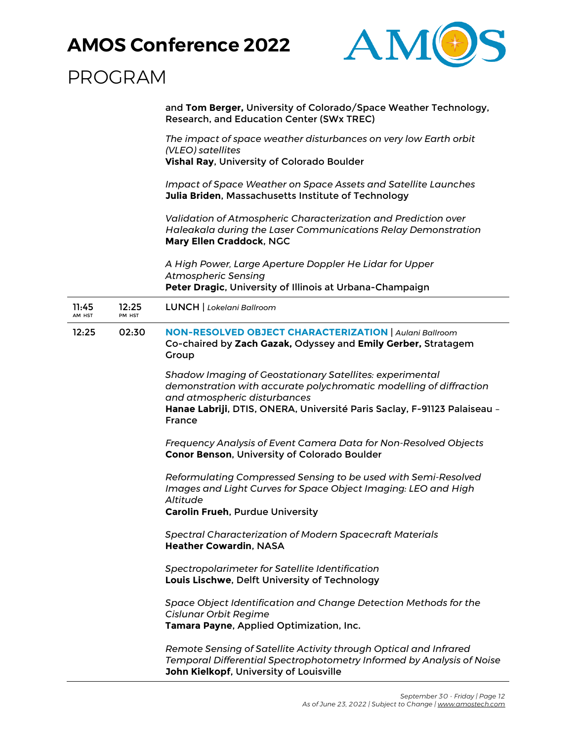and **Tom Berger,** University of Colorado/Space Weather Technology, Research, and Education Center (SWx TREC)

*The impact of space weather disturbances on very low Earth orbit (VLEO) satellites*
**Vishal Ray**, University of Colorado Boulder

*Impact of Space Weather on Space Assets and Satellite Launches*
**Julia Briden**, Massachusetts Institute of Technology

*Validation of Atmospheric Characterization and Prediction over Haleakala during the Laser Communications Relay Demonstration*
**Mary Ellen Craddock**, NGC

*A High Power, Large Aperture Doppler He Lidar for Upper Atmospheric Sensing*
**Peter Dragic**, University of Illinois at Urbana-Champaign

---

**11:45** AM HST – **12:25** PM HST | **LUNCH** | *Lokelani Ballroom*

---

**12:25** – **02:30** | **NON-RESOLVED OBJECT CHARACTERIZATION** | *Aulani Ballroom*

Co-chaired by **Zach Gazak,** Odyssey and **Emily Gerber,** Stratagem Group

*Shadow Imaging of Geostationary Satellites: experimental demonstration with accurate polychromatic modelling of diffraction and atmospheric disturbances*
**Hanae Labriji**, DTIS, ONERA, Université Paris Saclay, F-91123 Palaiseau – France

*Frequency Analysis of Event Camera Data for Non-Resolved Objects*
**Conor Benson**, University of Colorado Boulder

*Reformulating Compressed Sensing to be used with Semi-Resolved Images and Light Curves for Space Object Imaging: LEO and High Altitude*
**Carolin Frueh**, Purdue University

*Spectral Characterization of Modern Spacecraft Materials*
**Heather Cowardin**, NASA

*Spectropolarimeter for Satellite Identification*
**Louis Lischwe**, Delft University of Technology

*Space Object Identification and Change Detection Methods for the Cislunar Orbit Regime*
**Tamara Payne**, Applied Optimization, Inc.

*Remote Sensing of Satellite Activity through Optical and Infrared Temporal Differential Spectrophotometry Informed by Analysis of Noise*
**John Kielkopf**, University of Louisville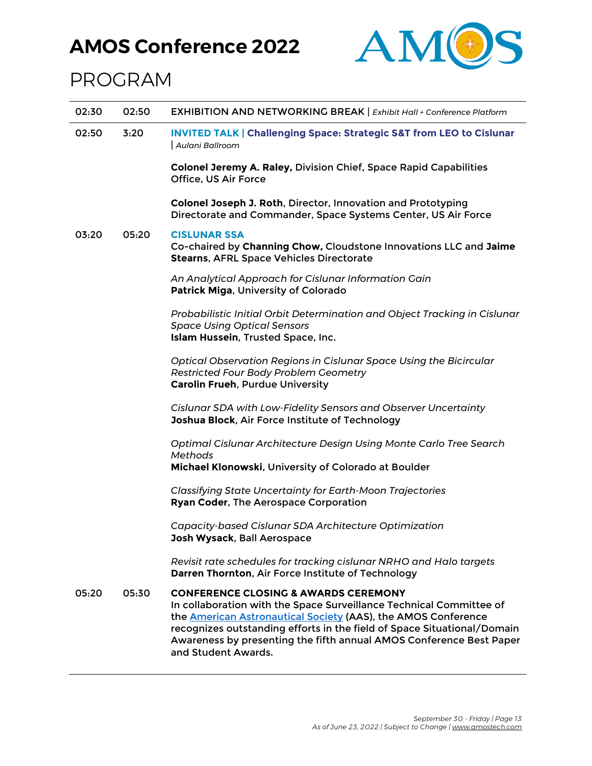# AMOS Conference 2022

PROGRAM

| | | |
|---|---|---|
| 02:30 | 02:50 | EXHIBITION AND NETWORKING BREAK \| *Exhibit Hall + Conference Platform* |
| 02:50 | 3:20 | **INVITED TALK \| Challenging Space: Strategic S&T from LEO to Cislunar** \| *Aulani Ballroom*<br><br>**Colonel Jeremy A. Raley,** Division Chief, Space Rapid Capabilities Office, US Air Force<br><br>**Colonel Joseph J. Roth**, Director, Innovation and Prototyping Directorate and Commander, Space Systems Center, US Air Force |
| 03:20 | 05:20 | **CISLUNAR SSA**<br>Co-chaired by **Channing Chow,** Cloudstone Innovations LLC and **Jaime Stearns**, AFRL Space Vehicles Directorate<br><br>*An Analytical Approach for Cislunar Information Gain*<br>**Patrick Miga**, University of Colorado<br><br>*Probabilistic Initial Orbit Determination and Object Tracking in Cislunar Space Using Optical Sensors*<br>**Islam Hussein**, Trusted Space, Inc.<br><br>*Optical Observation Regions in Cislunar Space Using the Bicircular Restricted Four Body Problem Geometry*<br>**Carolin Frueh**, Purdue University<br><br>*Cislunar SDA with Low-Fidelity Sensors and Observer Uncertainty*<br>**Joshua Block**, Air Force Institute of Technology<br><br>*Optimal Cislunar Architecture Design Using Monte Carlo Tree Search Methods*<br>**Michael Klonowski**, University of Colorado at Boulder<br><br>*Classifying State Uncertainty for Earth-Moon Trajectories*<br>**Ryan Coder**, The Aerospace Corporation<br><br>*Capacity-based Cislunar SDA Architecture Optimization*<br>**Josh Wysack**, Ball Aerospace<br><br>*Revisit rate schedules for tracking cislunar NRHO and Halo targets*<br>**Darren Thornton**, Air Force Institute of Technology |
| 05:20 | 05:30 | **CONFERENCE CLOSING & AWARDS CEREMONY**<br>In collaboration with the Space Surveillance Technical Committee of the American Astronautical Society (AAS), the AMOS Conference recognizes outstanding efforts in the field of Space Situational/Domain Awareness by presenting the fifth annual AMOS Conference Best Paper and Student Awards. |

*September 30 - Friday*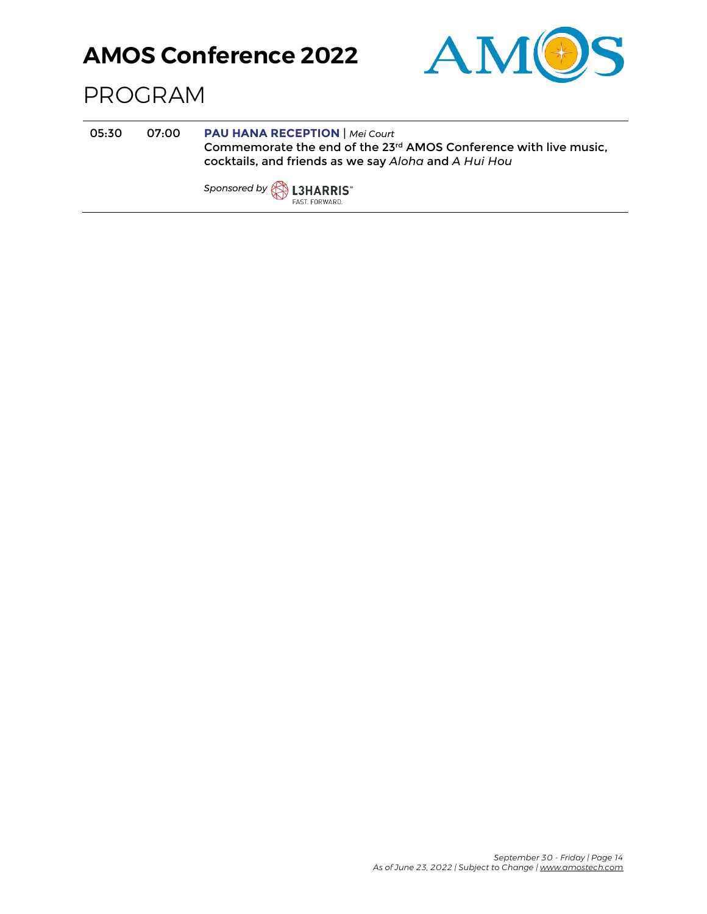| | | |
|---|---|---|
| 05:30 | 07:00 | **PAU HANA RECEPTION** \| *Mei Court*<br>Commemorate the end of the 23rd AMOS Conference with live music, cocktails, and friends as we say *Aloha* and *A Hui Hou*<br><br>*Sponsored by* L3HARRIS FAST. FORWARD. |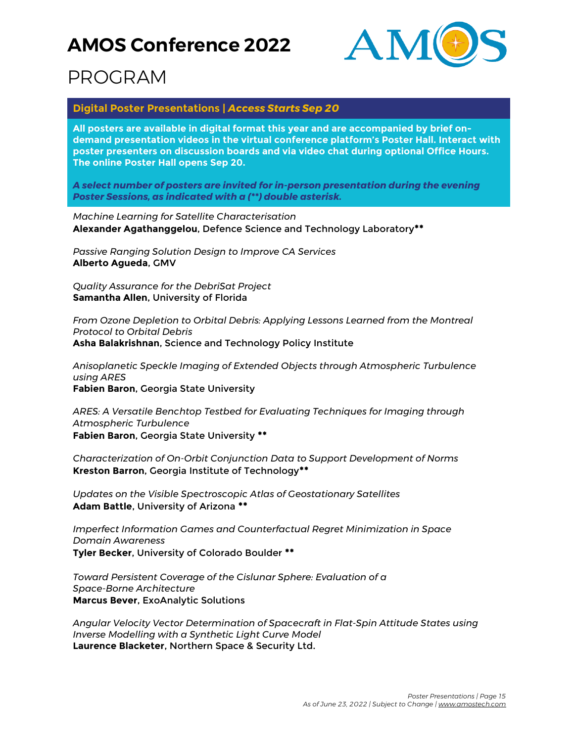## Digital Poster Presentations | *Access Starts Sep 20*

**All posters are available in digital format this year and are accompanied by brief on-demand presentation videos in the virtual conference platform's Poster Hall. Interact with poster presenters on discussion boards and via video chat during optional Office Hours. The online Poster Hall opens Sep 20.**

***A select number of posters are invited for in-person presentation during the evening Poster Sessions, as indicated with a (**) double asterisk.***

*Machine Learning for Satellite Characterisation*
**Alexander Agathanggelou**, Defence Science and Technology Laboratory**

*Passive Ranging Solution Design to Improve CA Services*
**Alberto Agueda**, GMV

*Quality Assurance for the DebriSat Project*
**Samantha Allen**, University of Florida

*From Ozone Depletion to Orbital Debris: Applying Lessons Learned from the Montreal Protocol to Orbital Debris*
**Asha Balakrishnan**, Science and Technology Policy Institute

*Anisoplanetic Speckle Imaging of Extended Objects through Atmospheric Turbulence using ARES*
**Fabien Baron**, Georgia State University

*ARES: A Versatile Benchtop Testbed for Evaluating Techniques for Imaging through Atmospheric Turbulence*
**Fabien Baron**, Georgia State University **

*Characterization of On-Orbit Conjunction Data to Support Development of Norms*
**Kreston Barron**, Georgia Institute of Technology**

*Updates on the Visible Spectroscopic Atlas of Geostationary Satellites*
**Adam Battle**, University of Arizona **

*Imperfect Information Games and Counterfactual Regret Minimization in Space Domain Awareness*
**Tyler Becker**, University of Colorado Boulder **

*Toward Persistent Coverage of the Cislunar Sphere: Evaluation of a Space-Borne Architecture*
**Marcus Bever**, ExoAnalytic Solutions

*Angular Velocity Vector Determination of Spacecraft in Flat-Spin Attitude States using Inverse Modelling with a Synthetic Light Curve Model*
**Laurence Blacketer**, Northern Space & Security Ltd.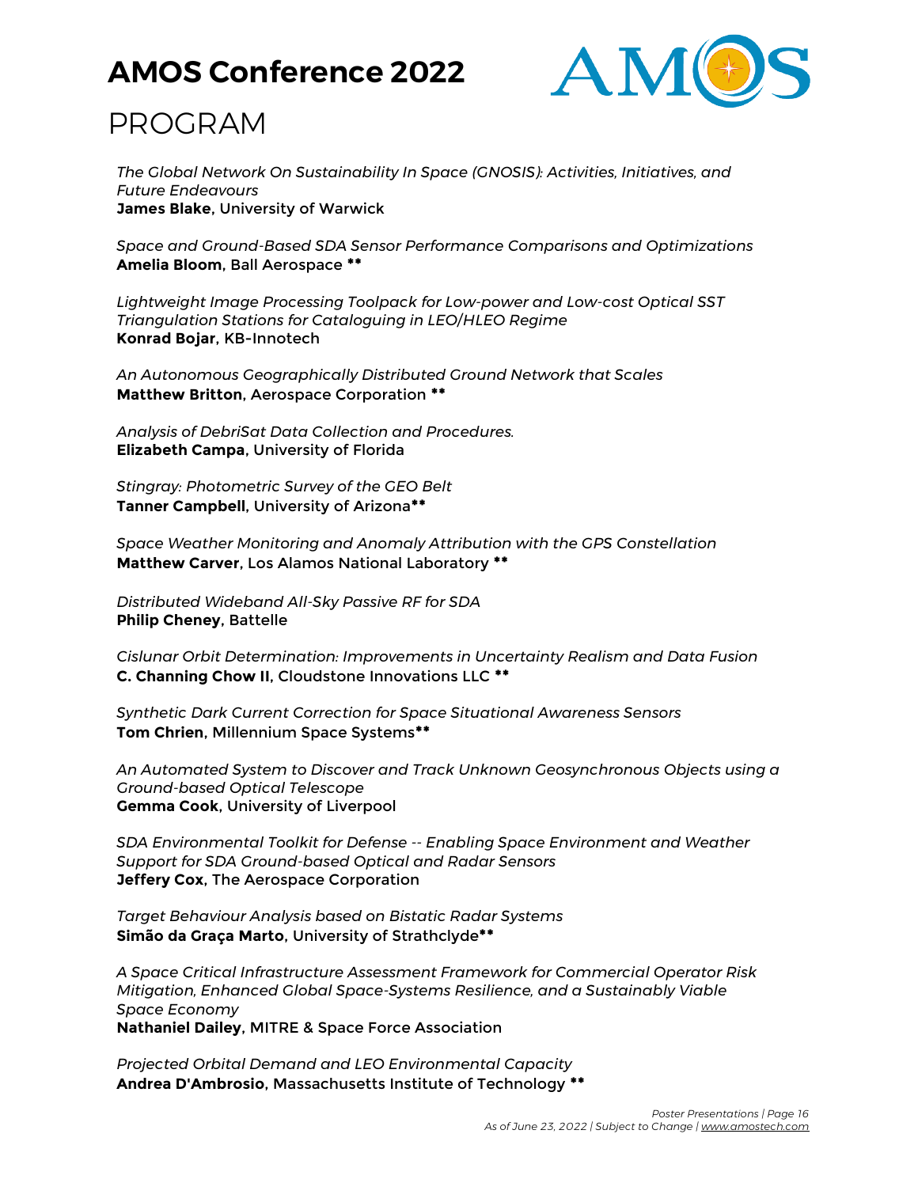*The Global Network On Sustainability In Space (GNOSIS): Activities, Initiatives, and Future Endeavours*
**James Blake**, University of Warwick

*Space and Ground-Based SDA Sensor Performance Comparisons and Optimizations*
**Amelia Bloom**, Ball Aerospace **

*Lightweight Image Processing Toolpack for Low-power and Low-cost Optical SST Triangulation Stations for Cataloguing in LEO/HLEO Regime*
**Konrad Bojar**, KB-Innotech

*An Autonomous Geographically Distributed Ground Network that Scales*
**Matthew Britton**, Aerospace Corporation **

*Analysis of DebriSat Data Collection and Procedures.*
**Elizabeth Campa**, University of Florida

*Stingray: Photometric Survey of the GEO Belt*
**Tanner Campbell**, University of Arizona**

*Space Weather Monitoring and Anomaly Attribution with the GPS Constellation*
**Matthew Carver**, Los Alamos National Laboratory **

*Distributed Wideband All-Sky Passive RF for SDA*
**Philip Cheney**, Battelle

*Cislunar Orbit Determination: Improvements in Uncertainty Realism and Data Fusion*
**C. Channing Chow II**, Cloudstone Innovations LLC **

*Synthetic Dark Current Correction for Space Situational Awareness Sensors*
**Tom Chrien**, Millennium Space Systems**

*An Automated System to Discover and Track Unknown Geosynchronous Objects using a Ground-based Optical Telescope*
**Gemma Cook**, University of Liverpool

*SDA Environmental Toolkit for Defense -- Enabling Space Environment and Weather Support for SDA Ground-based Optical and Radar Sensors*
**Jeffery Cox**, The Aerospace Corporation

*Target Behaviour Analysis based on Bistatic Radar Systems*
**Simão da Graça Marto**, University of Strathclyde**

*A Space Critical Infrastructure Assessment Framework for Commercial Operator Risk Mitigation, Enhanced Global Space-Systems Resilience, and a Sustainably Viable Space Economy*
**Nathaniel Dailey**, MITRE & Space Force Association

*Projected Orbital Demand and LEO Environmental Capacity*
**Andrea D'Ambrosio**, Massachusetts Institute of Technology **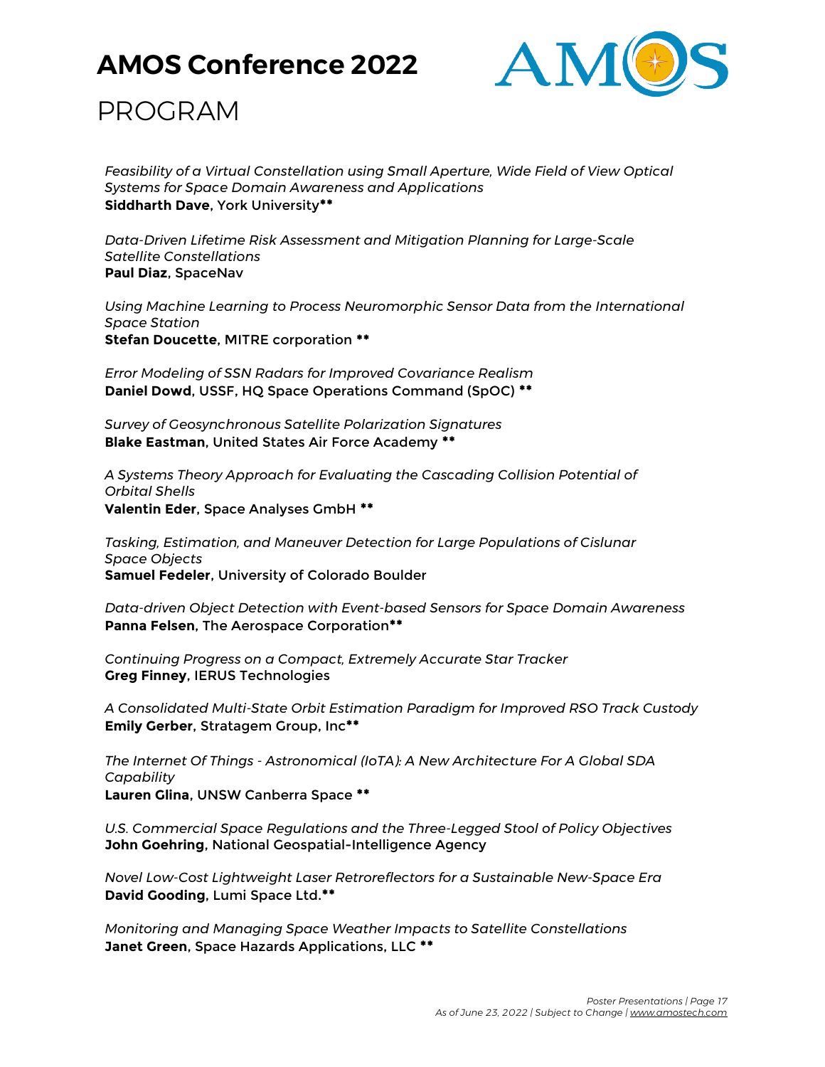*Feasibility of a Virtual Constellation using Small Aperture, Wide Field of View Optical Systems for Space Domain Awareness and Applications*
**Siddharth Dave**, York University**

*Data-Driven Lifetime Risk Assessment and Mitigation Planning for Large-Scale Satellite Constellations*
**Paul Diaz**, SpaceNav

*Using Machine Learning to Process Neuromorphic Sensor Data from the International Space Station*
**Stefan Doucette**, MITRE corporation **

*Error Modeling of SSN Radars for Improved Covariance Realism*
**Daniel Dowd**, USSF, HQ Space Operations Command (SpOC) **

*Survey of Geosynchronous Satellite Polarization Signatures*
**Blake Eastman**, United States Air Force Academy **

*A Systems Theory Approach for Evaluating the Cascading Collision Potential of Orbital Shells*
**Valentin Eder**, Space Analyses GmbH **

*Tasking, Estimation, and Maneuver Detection for Large Populations of Cislunar Space Objects*
**Samuel Fedeler**, University of Colorado Boulder

*Data-driven Object Detection with Event-based Sensors for Space Domain Awareness*
**Panna Felsen**, The Aerospace Corporation**

*Continuing Progress on a Compact, Extremely Accurate Star Tracker*
**Greg Finney**, IERUS Technologies

*A Consolidated Multi-State Orbit Estimation Paradigm for Improved RSO Track Custody*
**Emily Gerber**, Stratagem Group, Inc**

*The Internet Of Things - Astronomical (IoTA): A New Architecture For A Global SDA Capability*
**Lauren Glina**, UNSW Canberra Space **

*U.S. Commercial Space Regulations and the Three-Legged Stool of Policy Objectives*
**John Goehring**, National Geospatial-Intelligence Agency

*Novel Low-Cost Lightweight Laser Retroreflectors for a Sustainable New-Space Era*
**David Gooding**, Lumi Space Ltd.**

*Monitoring and Managing Space Weather Impacts to Satellite Constellations*
**Janet Green**, Space Hazards Applications, LLC **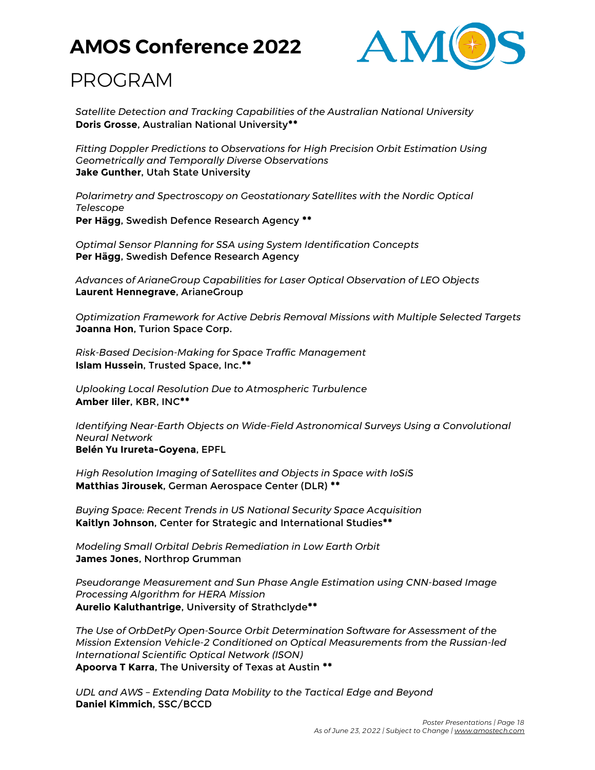*Satellite Detection and Tracking Capabilities of the Australian National University*
**Doris Grosse**, Australian National University**

*Fitting Doppler Predictions to Observations for High Precision Orbit Estimation Using Geometrically and Temporally Diverse Observations*
**Jake Gunther**, Utah State University

*Polarimetry and Spectroscopy on Geostationary Satellites with the Nordic Optical Telescope*
**Per Hägg**, Swedish Defence Research Agency **

*Optimal Sensor Planning for SSA using System Identification Concepts*
**Per Hägg**, Swedish Defence Research Agency

*Advances of ArianeGroup Capabilities for Laser Optical Observation of LEO Objects*
**Laurent Hennegrave**, ArianeGroup

*Optimization Framework for Active Debris Removal Missions with Multiple Selected Targets*
**Joanna Hon**, Turion Space Corp.

*Risk-Based Decision-Making for Space Traffic Management*
**Islam Hussein**, Trusted Space, Inc.**

*Uplooking Local Resolution Due to Atmospheric Turbulence*
**Amber Iiler**, KBR, INC**

*Identifying Near-Earth Objects on Wide-Field Astronomical Surveys Using a Convolutional Neural Network*
**Belén Yu Irureta-Goyena**, EPFL

*High Resolution Imaging of Satellites and Objects in Space with IoSiS*
**Matthias Jirousek**, German Aerospace Center (DLR) **

*Buying Space: Recent Trends in US National Security Space Acquisition*
**Kaitlyn Johnson**, Center for Strategic and International Studies**

*Modeling Small Orbital Debris Remediation in Low Earth Orbit*
**James Jones**, Northrop Grumman

*Pseudorange Measurement and Sun Phase Angle Estimation using CNN-based Image Processing Algorithm for HERA Mission*
**Aurelio Kaluthantrige**, University of Strathclyde**

*The Use of OrbDetPy Open-Source Orbit Determination Software for Assessment of the Mission Extension Vehicle-2 Conditioned on Optical Measurements from the Russian-led International Scientific Optical Network (ISON)*
**Apoorva T Karra**, The University of Texas at Austin **

*UDL and AWS – Extending Data Mobility to the Tactical Edge and Beyond*
**Daniel Kimmich**, SSC/BCCD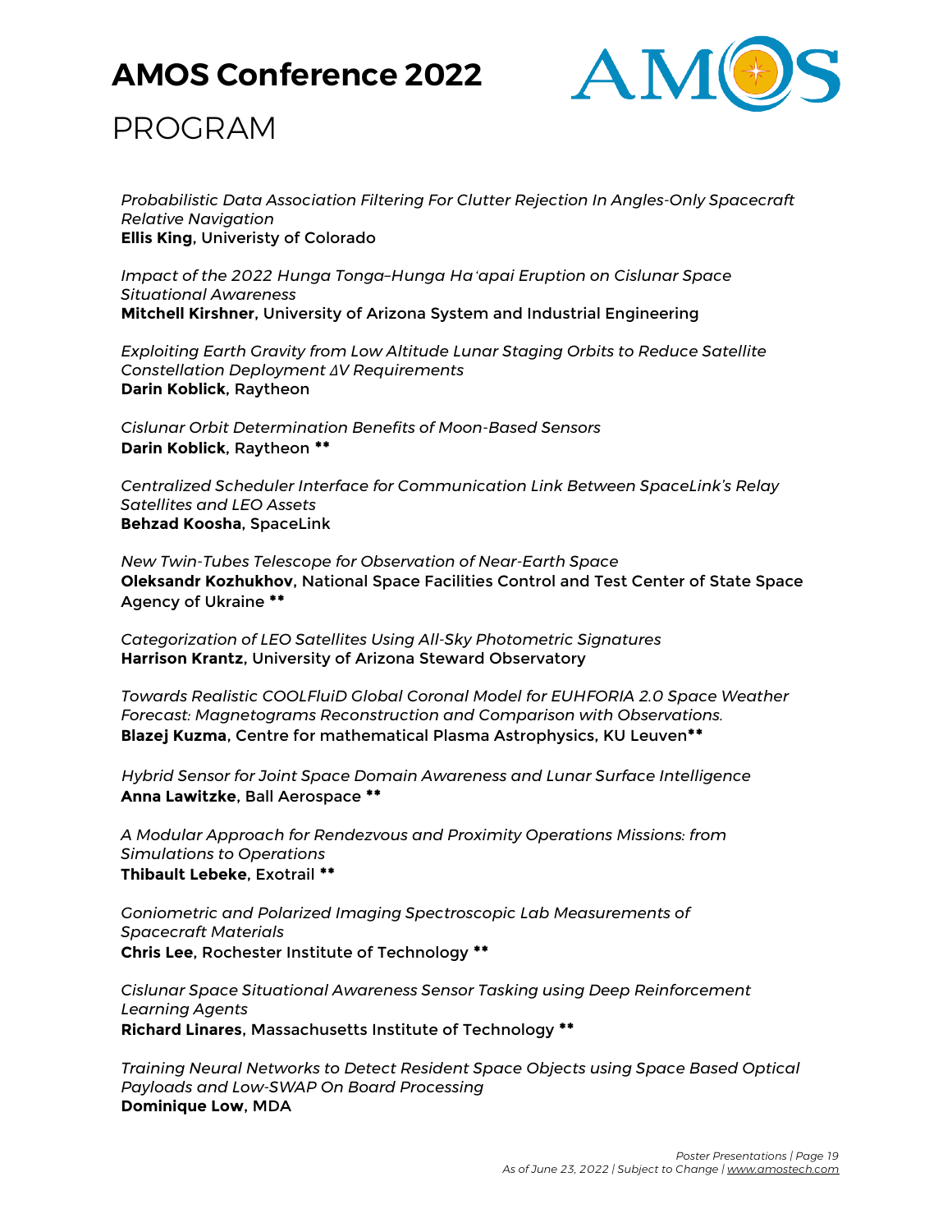*Probabilistic Data Association Filtering For Clutter Rejection In Angles-Only Spacecraft Relative Navigation*
**Ellis King**, Univeristy of Colorado

*Impact of the 2022 Hunga Tonga–Hunga Ha'apai Eruption on Cislunar Space Situational Awareness*
**Mitchell Kirshner**, University of Arizona System and Industrial Engineering

*Exploiting Earth Gravity from Low Altitude Lunar Staging Orbits to Reduce Satellite Constellation Deployment ΔV Requirements*
**Darin Koblick**, Raytheon

*Cislunar Orbit Determination Benefits of Moon-Based Sensors*
**Darin Koblick**, Raytheon **

*Centralized Scheduler Interface for Communication Link Between SpaceLink's Relay Satellites and LEO Assets*
**Behzad Koosha**, SpaceLink

*New Twin-Tubes Telescope for Observation of Near-Earth Space*
**Oleksandr Kozhukhov**, National Space Facilities Control and Test Center of State Space Agency of Ukraine **

*Categorization of LEO Satellites Using All-Sky Photometric Signatures*
**Harrison Krantz**, University of Arizona Steward Observatory

*Towards Realistic COOLFluiD Global Coronal Model for EUHFORIA 2.0 Space Weather Forecast: Magnetograms Reconstruction and Comparison with Observations.*
**Blazej Kuzma**, Centre for mathematical Plasma Astrophysics, KU Leuven**

*Hybrid Sensor for Joint Space Domain Awareness and Lunar Surface Intelligence*
**Anna Lawitzke**, Ball Aerospace **

*A Modular Approach for Rendezvous and Proximity Operations Missions: from Simulations to Operations*
**Thibault Lebeke**, Exotrail **

*Goniometric and Polarized Imaging Spectroscopic Lab Measurements of Spacecraft Materials*
**Chris Lee**, Rochester Institute of Technology **

*Cislunar Space Situational Awareness Sensor Tasking using Deep Reinforcement Learning Agents*
**Richard Linares**, Massachusetts Institute of Technology **

*Training Neural Networks to Detect Resident Space Objects using Space Based Optical Payloads and Low-SWAP On Board Processing*
**Dominique Low**, MDA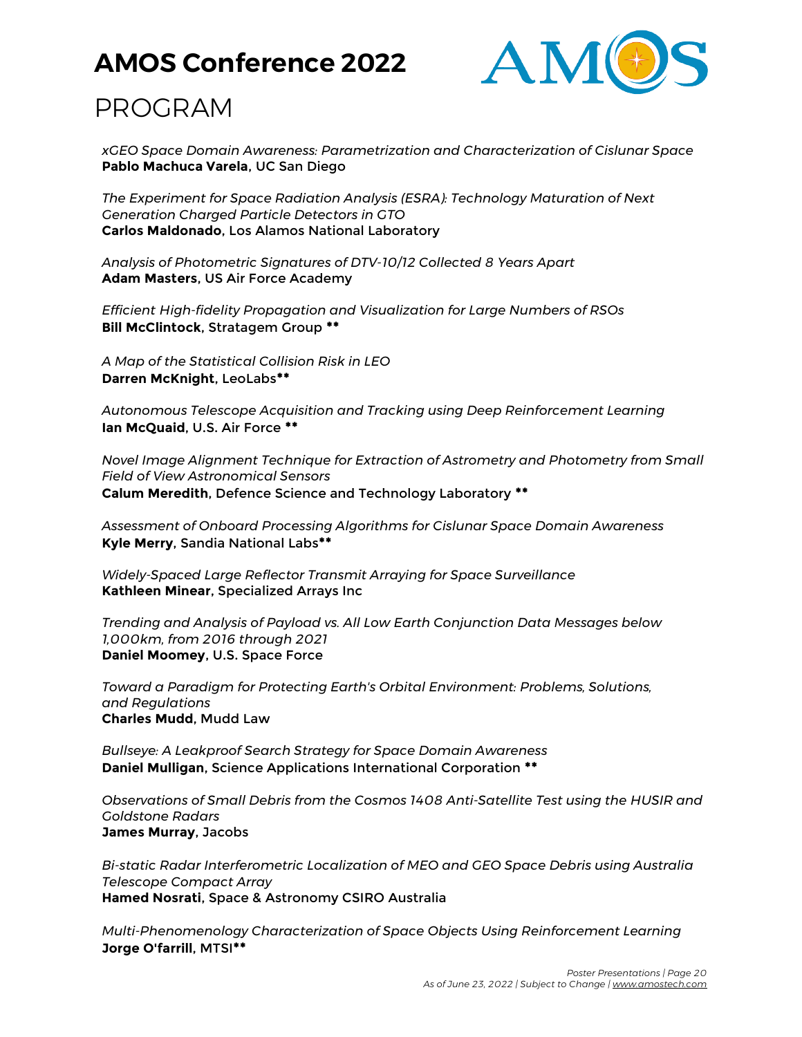*xGEO Space Domain Awareness: Parametrization and Characterization of Cislunar Space*
**Pablo Machuca Varela**, UC San Diego

*The Experiment for Space Radiation Analysis (ESRA): Technology Maturation of Next Generation Charged Particle Detectors in GTO*
**Carlos Maldonado**, Los Alamos National Laboratory

*Analysis of Photometric Signatures of DTV-10/12 Collected 8 Years Apart*
**Adam Masters**, US Air Force Academy

*Efficient High-fidelity Propagation and Visualization for Large Numbers of RSOs*
**Bill McClintock**, Stratagem Group **

*A Map of the Statistical Collision Risk in LEO*
**Darren McKnight**, LeoLabs**

*Autonomous Telescope Acquisition and Tracking using Deep Reinforcement Learning*
**Ian McQuaid**, U.S. Air Force **

*Novel Image Alignment Technique for Extraction of Astrometry and Photometry from Small Field of View Astronomical Sensors*
**Calum Meredith**, Defence Science and Technology Laboratory **

*Assessment of Onboard Processing Algorithms for Cislunar Space Domain Awareness*
**Kyle Merry**, Sandia National Labs**

*Widely-Spaced Large Reflector Transmit Arraying for Space Surveillance*
**Kathleen Minear**, Specialized Arrays Inc

*Trending and Analysis of Payload vs. All Low Earth Conjunction Data Messages below 1,000km, from 2016 through 2021*
**Daniel Moomey**, U.S. Space Force

*Toward a Paradigm for Protecting Earth's Orbital Environment: Problems, Solutions, and Regulations*
**Charles Mudd**, Mudd Law

*Bullseye: A Leakproof Search Strategy for Space Domain Awareness*
**Daniel Mulligan**, Science Applications International Corporation **

*Observations of Small Debris from the Cosmos 1408 Anti-Satellite Test using the HUSIR and Goldstone Radars*
**James Murray**, Jacobs

*Bi-static Radar Interferometric Localization of MEO and GEO Space Debris using Australia Telescope Compact Array*
**Hamed Nosrati**, Space & Astronomy CSIRO Australia

*Multi-Phenomenology Characterization of Space Objects Using Reinforcement Learning*
**Jorge O'farrill**, MTSI**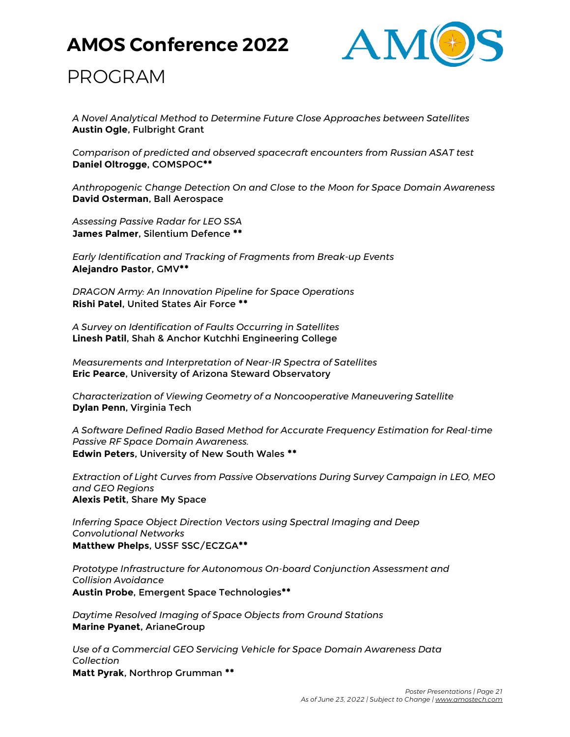*A Novel Analytical Method to Determine Future Close Approaches between Satellites*
**Austin Ogle**, Fulbright Grant

*Comparison of predicted and observed spacecraft encounters from Russian ASAT test*
**Daniel Oltrogge**, COMSPOC**

*Anthropogenic Change Detection On and Close to the Moon for Space Domain Awareness*
**David Osterman**, Ball Aerospace

*Assessing Passive Radar for LEO SSA*
**James Palmer**, Silentium Defence **

*Early Identification and Tracking of Fragments from Break-up Events*
**Alejandro Pastor**, GMV**

*DRAGON Army: An Innovation Pipeline for Space Operations*
**Rishi Patel**, United States Air Force **

*A Survey on Identification of Faults Occurring in Satellites*
**Linesh Patil**, Shah & Anchor Kutchhi Engineering College

*Measurements and Interpretation of Near-IR Spectra of Satellites*
**Eric Pearce**, University of Arizona Steward Observatory

*Characterization of Viewing Geometry of a Noncooperative Maneuvering Satellite*
**Dylan Penn**, Virginia Tech

*A Software Defined Radio Based Method for Accurate Frequency Estimation for Real-time Passive RF Space Domain Awareness.*
**Edwin Peters**, University of New South Wales **

*Extraction of Light Curves from Passive Observations During Survey Campaign in LEO, MEO and GEO Regions*
**Alexis Petit**, Share My Space

*Inferring Space Object Direction Vectors using Spectral Imaging and Deep Convolutional Networks*
**Matthew Phelps**, USSF SSC/ECZGA**

*Prototype Infrastructure for Autonomous On-board Conjunction Assessment and Collision Avoidance*
**Austin Probe**, Emergent Space Technologies**

*Daytime Resolved Imaging of Space Objects from Ground Stations*
**Marine Pyanet**, ArianeGroup

*Use of a Commercial GEO Servicing Vehicle for Space Domain Awareness Data Collection*
**Matt Pyrak**, Northrop Grumman **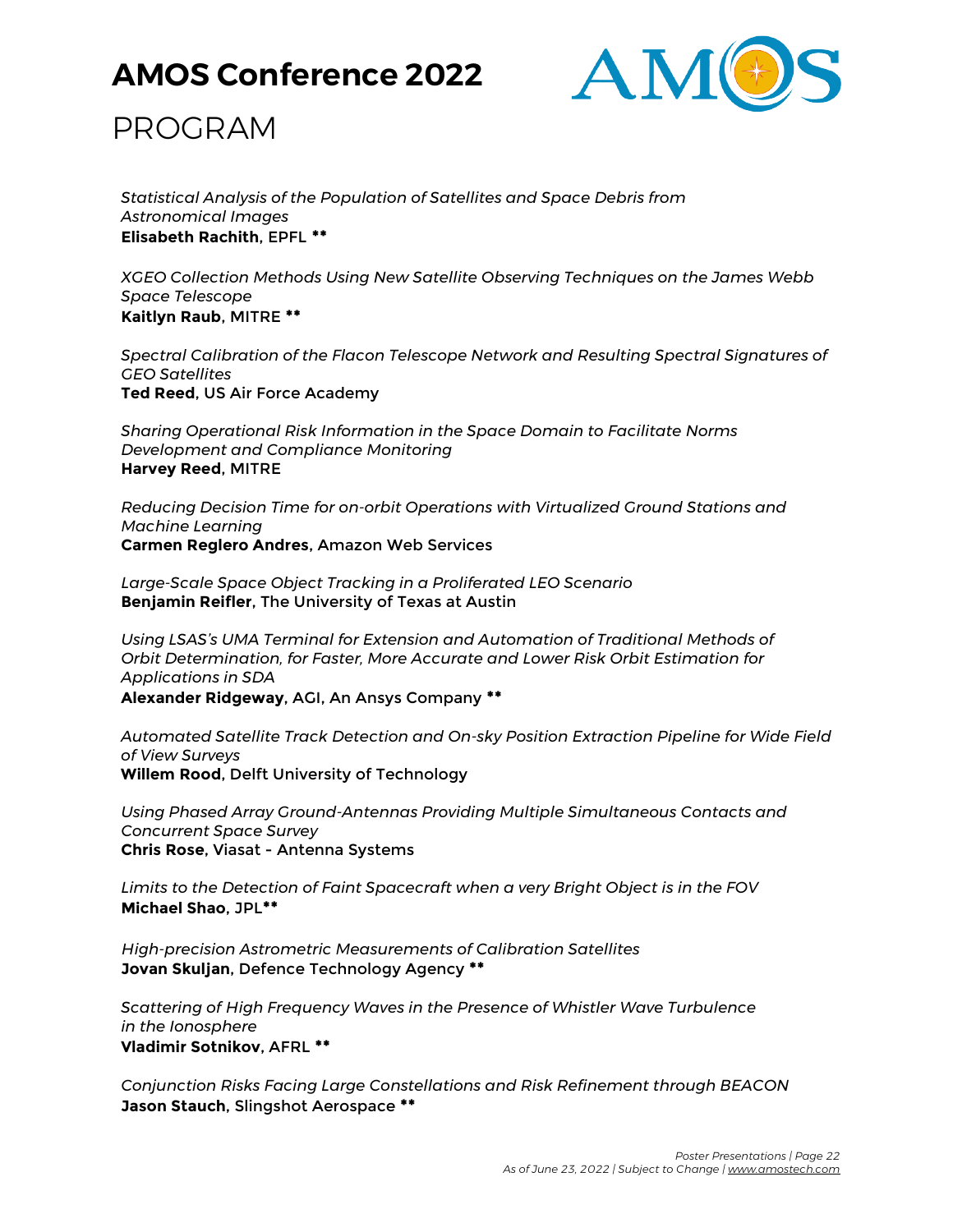*Statistical Analysis of the Population of Satellites and Space Debris from Astronomical Images*
**Elisabeth Rachith**, EPFL **

*XGEO Collection Methods Using New Satellite Observing Techniques on the James Webb Space Telescope*
**Kaitlyn Raub**, MITRE **

*Spectral Calibration of the Flacon Telescope Network and Resulting Spectral Signatures of GEO Satellites*
**Ted Reed**, US Air Force Academy

*Sharing Operational Risk Information in the Space Domain to Facilitate Norms Development and Compliance Monitoring*
**Harvey Reed**, MITRE

*Reducing Decision Time for on-orbit Operations with Virtualized Ground Stations and Machine Learning*
**Carmen Reglero Andres**, Amazon Web Services

*Large-Scale Space Object Tracking in a Proliferated LEO Scenario*
**Benjamin Reifler**, The University of Texas at Austin

*Using LSAS's UMA Terminal for Extension and Automation of Traditional Methods of Orbit Determination, for Faster, More Accurate and Lower Risk Orbit Estimation for Applications in SDA*
**Alexander Ridgeway**, AGI, An Ansys Company **

*Automated Satellite Track Detection and On-sky Position Extraction Pipeline for Wide Field of View Surveys*
**Willem Rood**, Delft University of Technology

*Using Phased Array Ground-Antennas Providing Multiple Simultaneous Contacts and Concurrent Space Survey*
**Chris Rose**, Viasat - Antenna Systems

*Limits to the Detection of Faint Spacecraft when a very Bright Object is in the FOV*
**Michael Shao**, JPL**

*High-precision Astrometric Measurements of Calibration Satellites*
**Jovan Skuljan**, Defence Technology Agency **

*Scattering of High Frequency Waves in the Presence of Whistler Wave Turbulence in the Ionosphere*
**Vladimir Sotnikov**, AFRL **

*Conjunction Risks Facing Large Constellations and Risk Refinement through BEACON*
**Jason Stauch**, Slingshot Aerospace **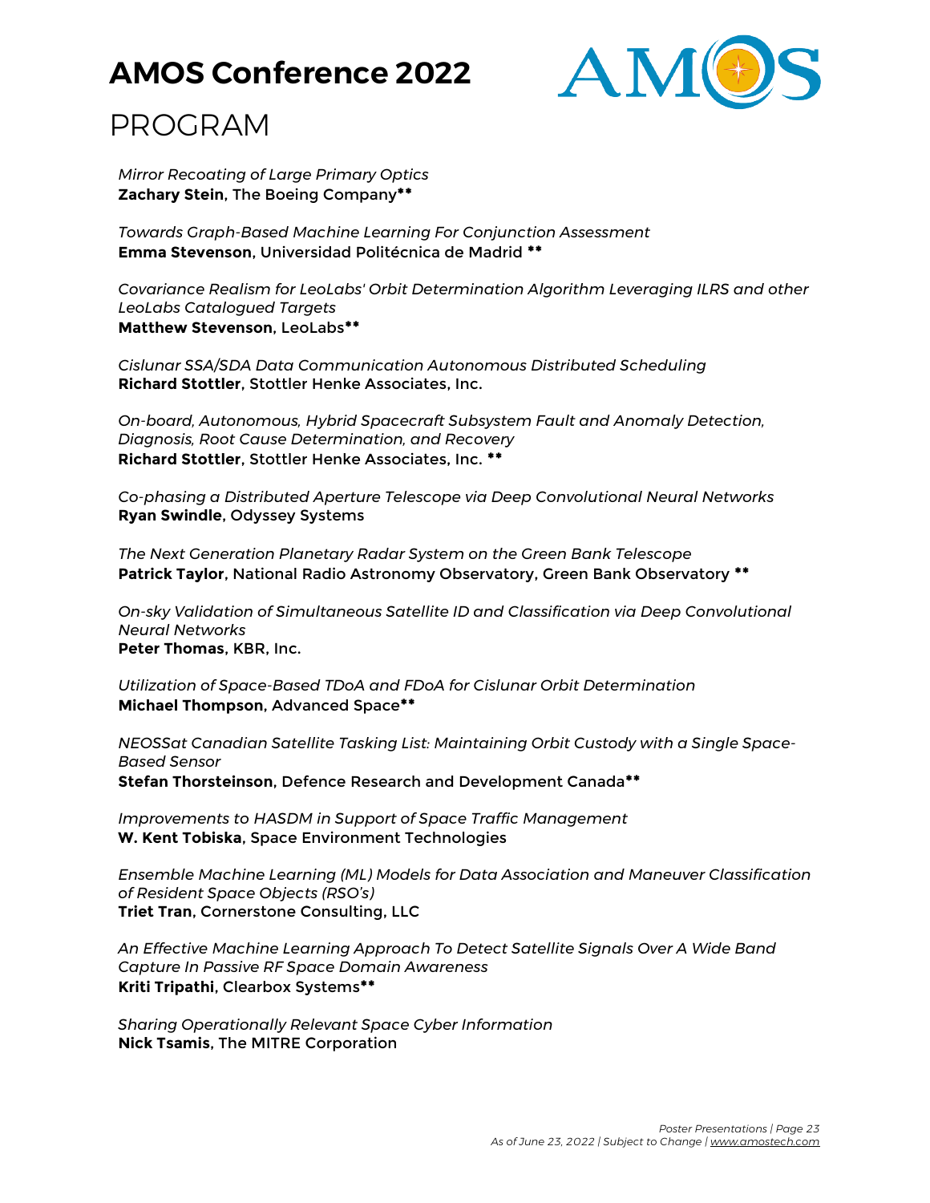*Mirror Recoating of Large Primary Optics*
**Zachary Stein**, The Boeing Company**

*Towards Graph-Based Machine Learning For Conjunction Assessment*
**Emma Stevenson**, Universidad Politécnica de Madrid **

*Covariance Realism for LeoLabs' Orbit Determination Algorithm Leveraging ILRS and other LeoLabs Catalogued Targets*
**Matthew Stevenson**, LeoLabs**

*Cislunar SSA/SDA Data Communication Autonomous Distributed Scheduling*
**Richard Stottler**, Stottler Henke Associates, Inc.

*On-board, Autonomous, Hybrid Spacecraft Subsystem Fault and Anomaly Detection, Diagnosis, Root Cause Determination, and Recovery*
**Richard Stottler**, Stottler Henke Associates, Inc. **

*Co-phasing a Distributed Aperture Telescope via Deep Convolutional Neural Networks*
**Ryan Swindle**, Odyssey Systems

*The Next Generation Planetary Radar System on the Green Bank Telescope*
**Patrick Taylor**, National Radio Astronomy Observatory, Green Bank Observatory **

*On-sky Validation of Simultaneous Satellite ID and Classification via Deep Convolutional Neural Networks*
**Peter Thomas**, KBR, Inc.

*Utilization of Space-Based TDoA and FDoA for Cislunar Orbit Determination*
**Michael Thompson**, Advanced Space**

*NEOSSat Canadian Satellite Tasking List: Maintaining Orbit Custody with a Single Space-Based Sensor*
**Stefan Thorsteinson**, Defence Research and Development Canada**

*Improvements to HASDM in Support of Space Traffic Management*
**W. Kent Tobiska**, Space Environment Technologies

*Ensemble Machine Learning (ML) Models for Data Association and Maneuver Classification of Resident Space Objects (RSO's)*
**Triet Tran**, Cornerstone Consulting, LLC

*An Effective Machine Learning Approach To Detect Satellite Signals Over A Wide Band Capture In Passive RF Space Domain Awareness*
**Kriti Tripathi**, Clearbox Systems**

*Sharing Operationally Relevant Space Cyber Information*
**Nick Tsamis**, The MITRE Corporation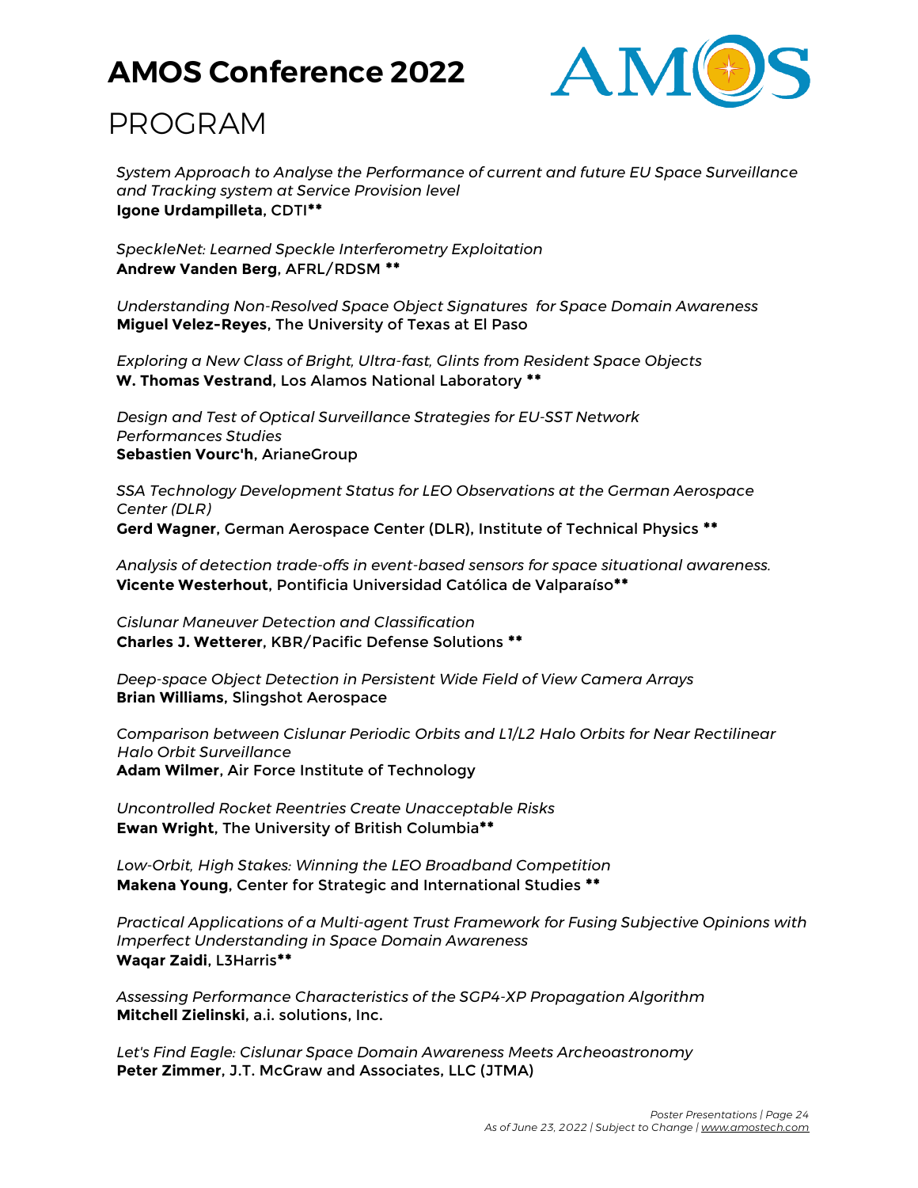*System Approach to Analyse the Performance of current and future EU Space Surveillance and Tracking system at Service Provision level*
**Igone Urdampilleta**, CDTI**

*SpeckleNet: Learned Speckle Interferometry Exploitation*
**Andrew Vanden Berg**, AFRL/RDSM **

*Understanding Non-Resolved Space Object Signatures for Space Domain Awareness*
**Miguel Velez-Reyes**, The University of Texas at El Paso

*Exploring a New Class of Bright, Ultra-fast, Glints from Resident Space Objects*
**W. Thomas Vestrand**, Los Alamos National Laboratory **

*Design and Test of Optical Surveillance Strategies for EU-SST Network Performances Studies*
**Sebastien Vourc'h**, ArianeGroup

*SSA Technology Development Status for LEO Observations at the German Aerospace Center (DLR)*
**Gerd Wagner**, German Aerospace Center (DLR), Institute of Technical Physics **

*Analysis of detection trade-offs in event-based sensors for space situational awareness.*
**Vicente Westerhout**, Pontificia Universidad Católica de Valparaíso**

*Cislunar Maneuver Detection and Classification*
**Charles J. Wetterer**, KBR/Pacific Defense Solutions **

*Deep-space Object Detection in Persistent Wide Field of View Camera Arrays*
**Brian Williams**, Slingshot Aerospace

*Comparison between Cislunar Periodic Orbits and L1/L2 Halo Orbits for Near Rectilinear Halo Orbit Surveillance*
**Adam Wilmer**, Air Force Institute of Technology

*Uncontrolled Rocket Reentries Create Unacceptable Risks*
**Ewan Wright**, The University of British Columbia**

*Low-Orbit, High Stakes: Winning the LEO Broadband Competition*
**Makena Young**, Center for Strategic and International Studies **

*Practical Applications of a Multi-agent Trust Framework for Fusing Subjective Opinions with Imperfect Understanding in Space Domain Awareness*
**Waqar Zaidi**, L3Harris**

*Assessing Performance Characteristics of the SGP4-XP Propagation Algorithm*
**Mitchell Zielinski**, a.i. solutions, Inc.

*Let's Find Eagle: Cislunar Space Domain Awareness Meets Archeoastronomy*
**Peter Zimmer**, J.T. McGraw and Associates, LLC (JTMA)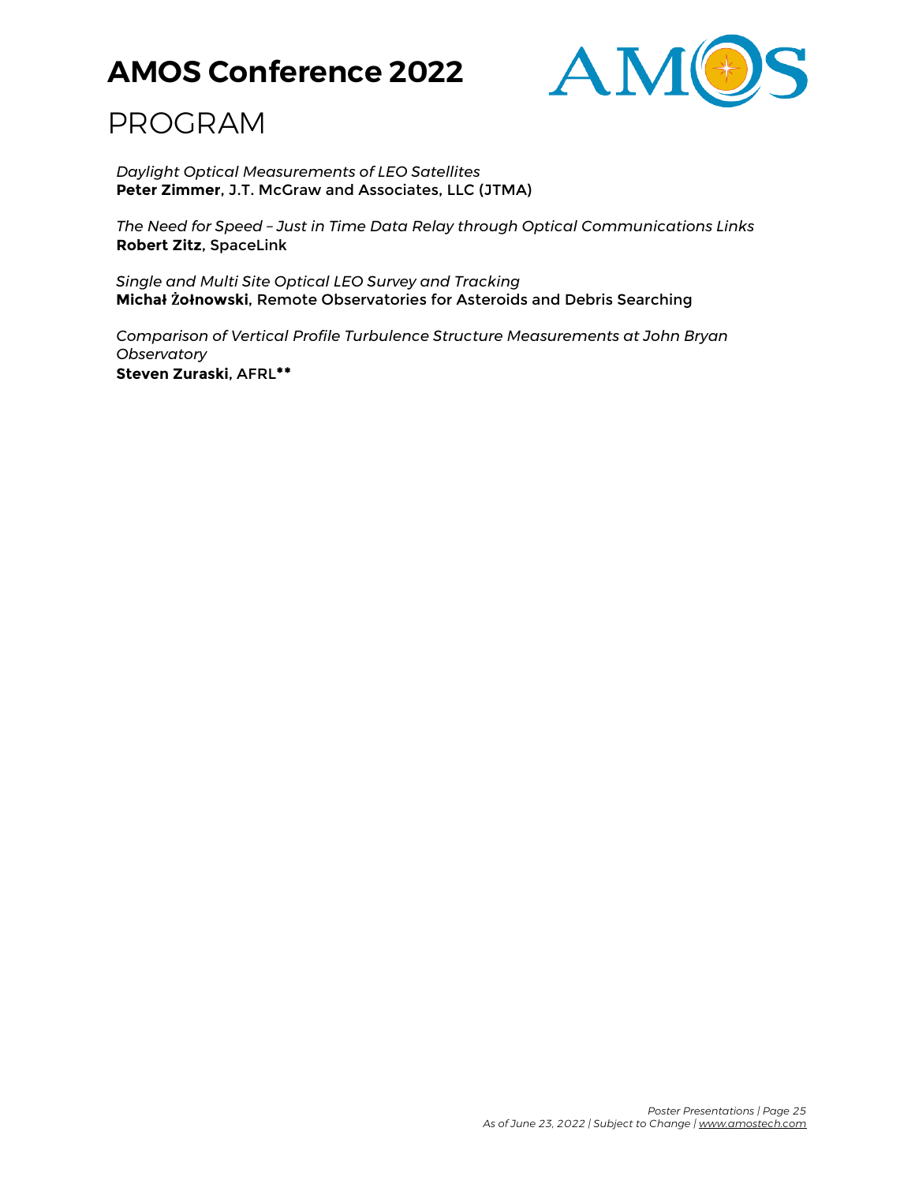*Daylight Optical Measurements of LEO Satellites*
**Peter Zimmer**, J.T. McGraw and Associates, LLC (JTMA)

*The Need for Speed – Just in Time Data Relay through Optical Communications Links*
**Robert Zitz**, SpaceLink

*Single and Multi Site Optical LEO Survey and Tracking*
**Michał Żołnowski**, Remote Observatories for Asteroids and Debris Searching

*Comparison of Vertical Profile Turbulence Structure Measurements at John Bryan Observatory*
**Steven Zuraski**, AFRL**